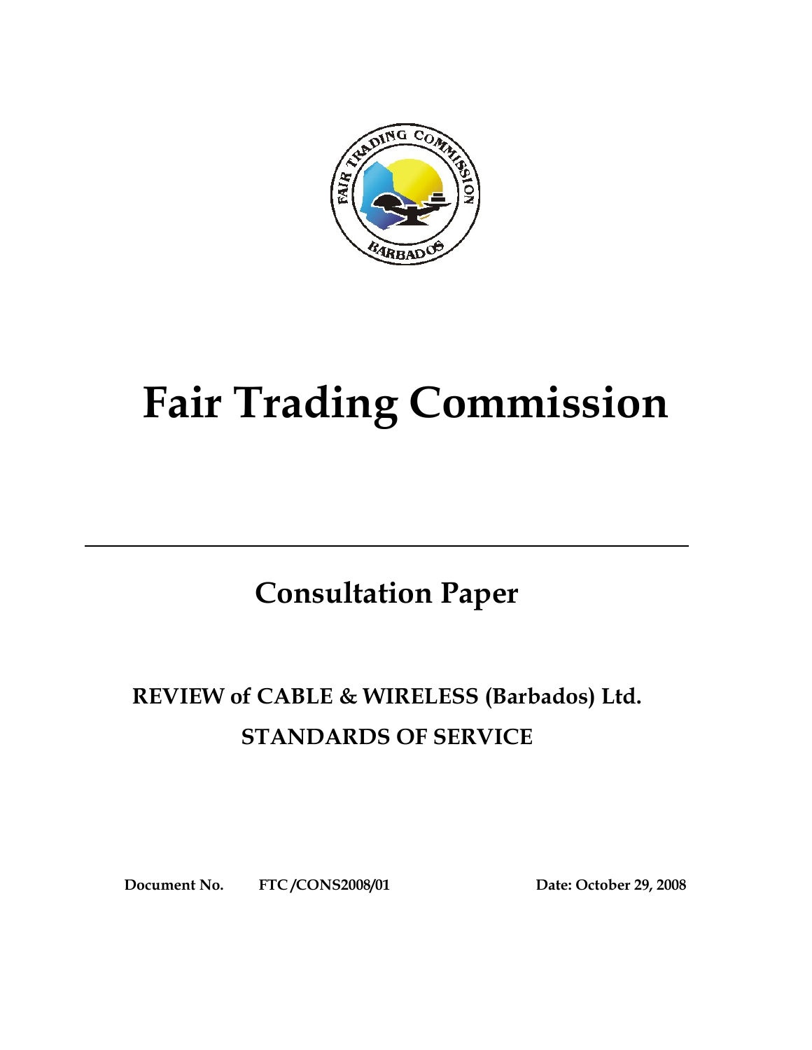# Fair Trading Commission

---

## Consultation Paper

### REVIEW of CABLE & WIRELESS (Barbados) Ltd.

### STANDARDS OF SERVICE

**Document No.** **FTC/CONS2008/01** **Date: October 29, 2008**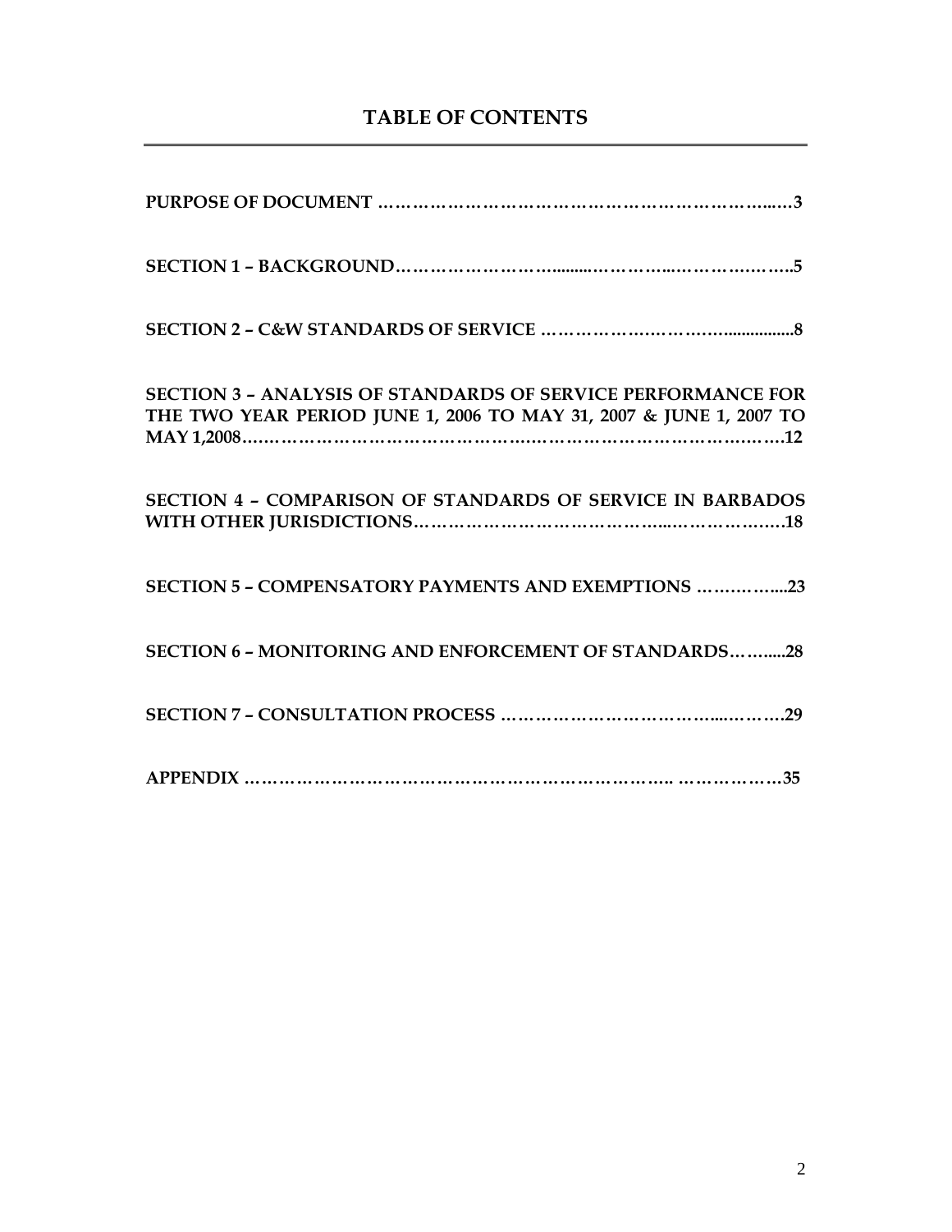## TABLE OF CONTENTS

**PURPOSE OF DOCUMENT ………………………………………………………………..…3**

**SECTION 1 – BACKGROUND………………………….........…………..…………….…..5**

**SECTION 2 – C&W STANDARDS OF SERVICE ………………….………….…................8**

**SECTION 3 – ANALYSIS OF STANDARDS OF SERVICE PERFORMANCE FOR THE TWO YEAR PERIOD JUNE 1, 2006 TO MAY 31, 2007 & JUNE 1, 2007 TO MAY 1,2008………………………………………….………………………………….…….12**

**SECTION 4 – COMPARISON OF STANDARDS OF SERVICE IN BARBADOS WITH OTHER JURISDICTIONS…………………………………….....……………….18**

**SECTION 5 – COMPENSATORY PAYMENTS AND EXEMPTIONS ………….....23**

**SECTION 6 – MONITORING AND ENFORCEMENT OF STANDARDS……....28**

**SECTION 7 – CONSULTATION PROCESS ………………………………...………29**

**APPENDIX ……………………………………………………………………. ………………35**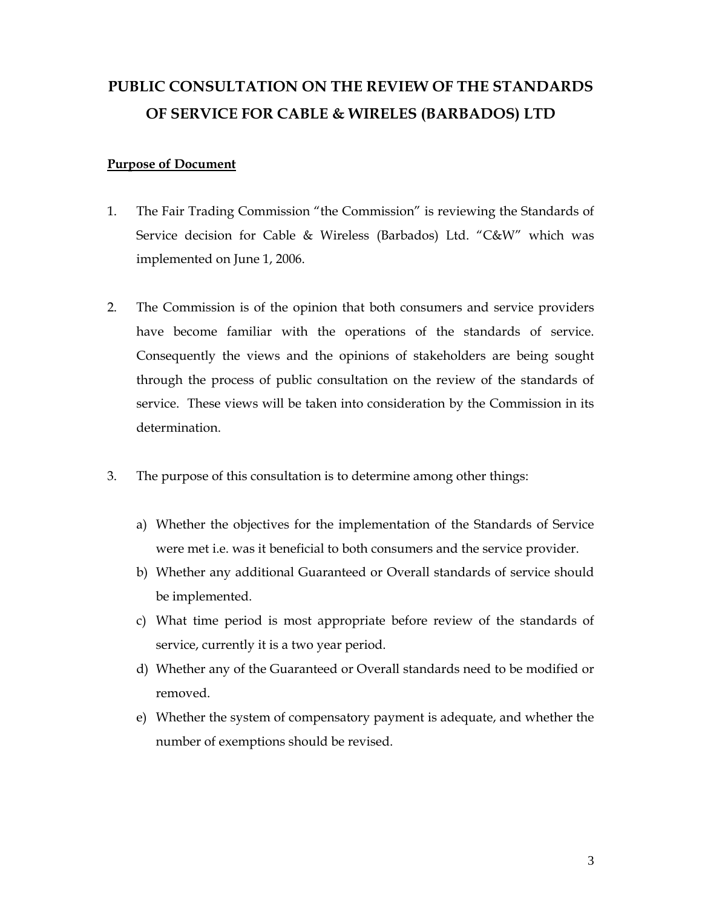# PUBLIC CONSULTATION ON THE REVIEW OF THE STANDARDS OF SERVICE FOR CABLE & WIRELES (BARBADOS) LTD

**<u>Purpose of Document</u>**

1. The Fair Trading Commission "the Commission" is reviewing the Standards of Service decision for Cable & Wireless (Barbados) Ltd. "C&W" which was implemented on June 1, 2006.

2. The Commission is of the opinion that both consumers and service providers have become familiar with the operations of the standards of service. Consequently the views and the opinions of stakeholders are being sought through the process of public consultation on the review of the standards of service. These views will be taken into consideration by the Commission in its determination.

3. The purpose of this consultation is to determine among other things:

   a) Whether the objectives for the implementation of the Standards of Service were met i.e. was it beneficial to both consumers and the service provider.
   b) Whether any additional Guaranteed or Overall standards of service should be implemented.
   c) What time period is most appropriate before review of the standards of service, currently it is a two year period.
   d) Whether any of the Guaranteed or Overall standards need to be modified or removed.
   e) Whether the system of compensatory payment is adequate, and whether the number of exemptions should be revised.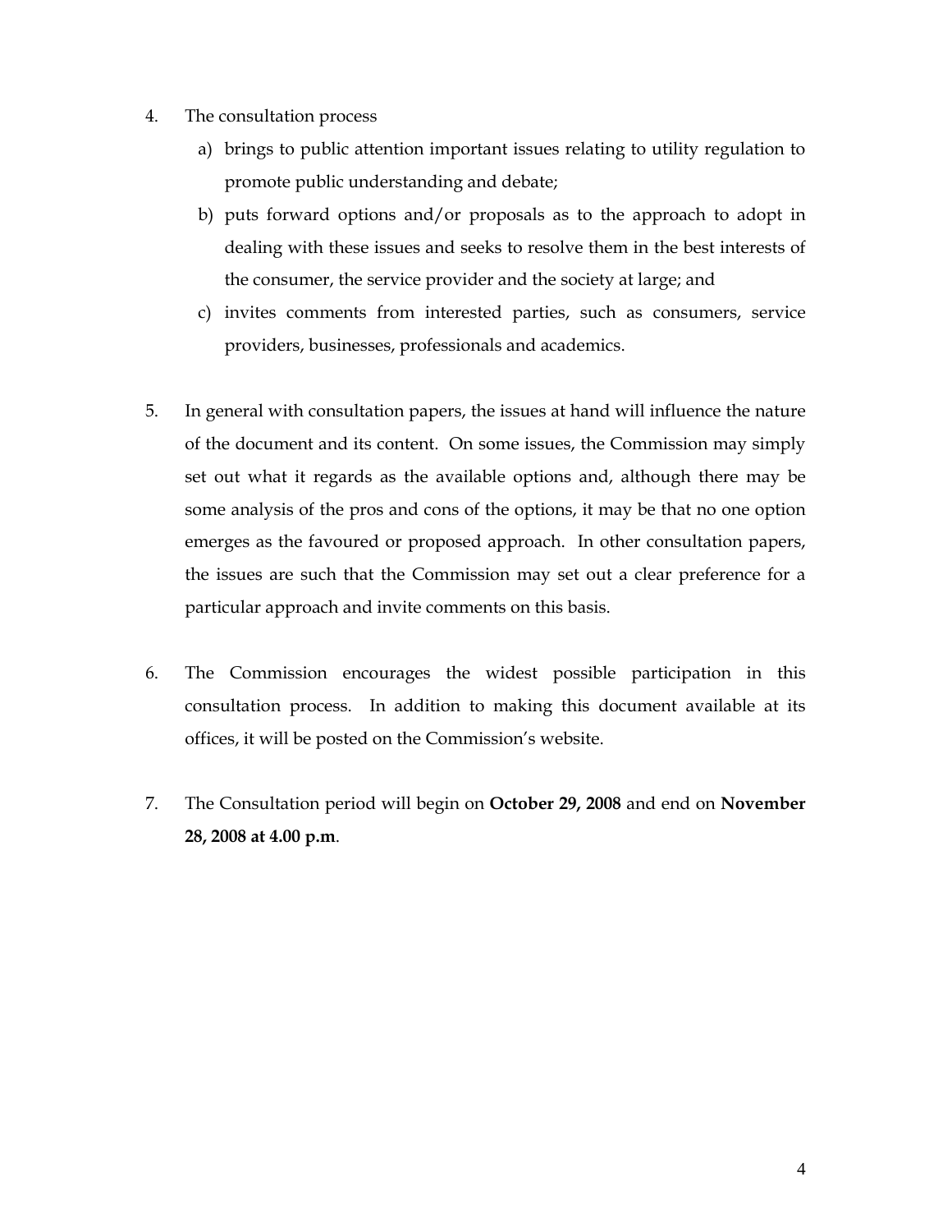4. The consultation process
   a) brings to public attention important issues relating to utility regulation to promote public understanding and debate;
   b) puts forward options and/or proposals as to the approach to adopt in dealing with these issues and seeks to resolve them in the best interests of the consumer, the service provider and the society at large; and
   c) invites comments from interested parties, such as consumers, service providers, businesses, professionals and academics.

5. In general with consultation papers, the issues at hand will influence the nature of the document and its content. On some issues, the Commission may simply set out what it regards as the available options and, although there may be some analysis of the pros and cons of the options, it may be that no one option emerges as the favoured or proposed approach. In other consultation papers, the issues are such that the Commission may set out a clear preference for a particular approach and invite comments on this basis.

6. The Commission encourages the widest possible participation in this consultation process. In addition to making this document available at its offices, it will be posted on the Commission's website.

7. The Consultation period will begin on **October 29, 2008** and end on **November 28, 2008 at 4.00 p.m**.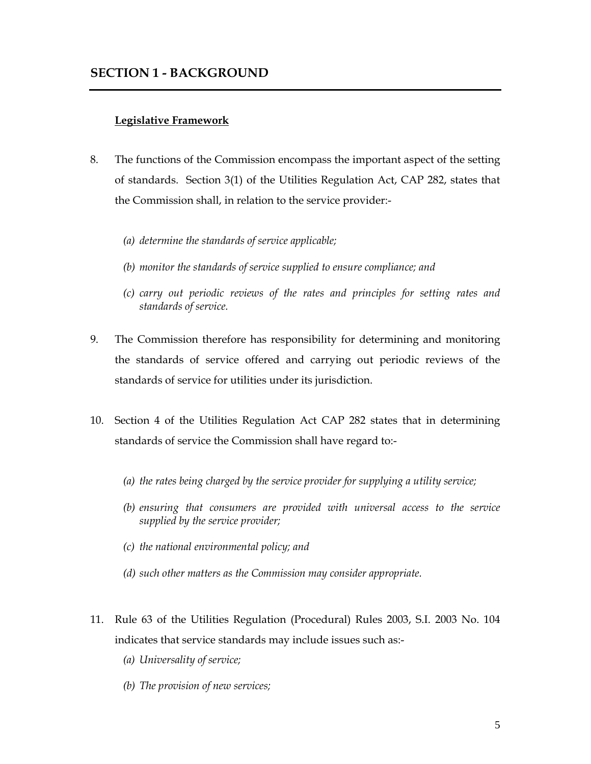## SECTION 1 - BACKGROUND

**Legislative Framework**

8. The functions of the Commission encompass the important aspect of the setting of standards. Section 3(1) of the Utilities Regulation Act, CAP 282, states that the Commission shall, in relation to the service provider:-

   *(a) determine the standards of service applicable;*

   *(b) monitor the standards of service supplied to ensure compliance; and*

   *(c) carry out periodic reviews of the rates and principles for setting rates and standards of service.*

9. The Commission therefore has responsibility for determining and monitoring the standards of service offered and carrying out periodic reviews of the standards of service for utilities under its jurisdiction.

10. Section 4 of the Utilities Regulation Act CAP 282 states that in determining standards of service the Commission shall have regard to:-

    *(a) the rates being charged by the service provider for supplying a utility service;*

    *(b) ensuring that consumers are provided with universal access to the service supplied by the service provider;*

    *(c) the national environmental policy; and*

    *(d) such other matters as the Commission may consider appropriate.*

11. Rule 63 of the Utilities Regulation (Procedural) Rules 2003, S.I. 2003 No. 104 indicates that service standards may include issues such as:-

    *(a) Universality of service;*

    *(b) The provision of new services;*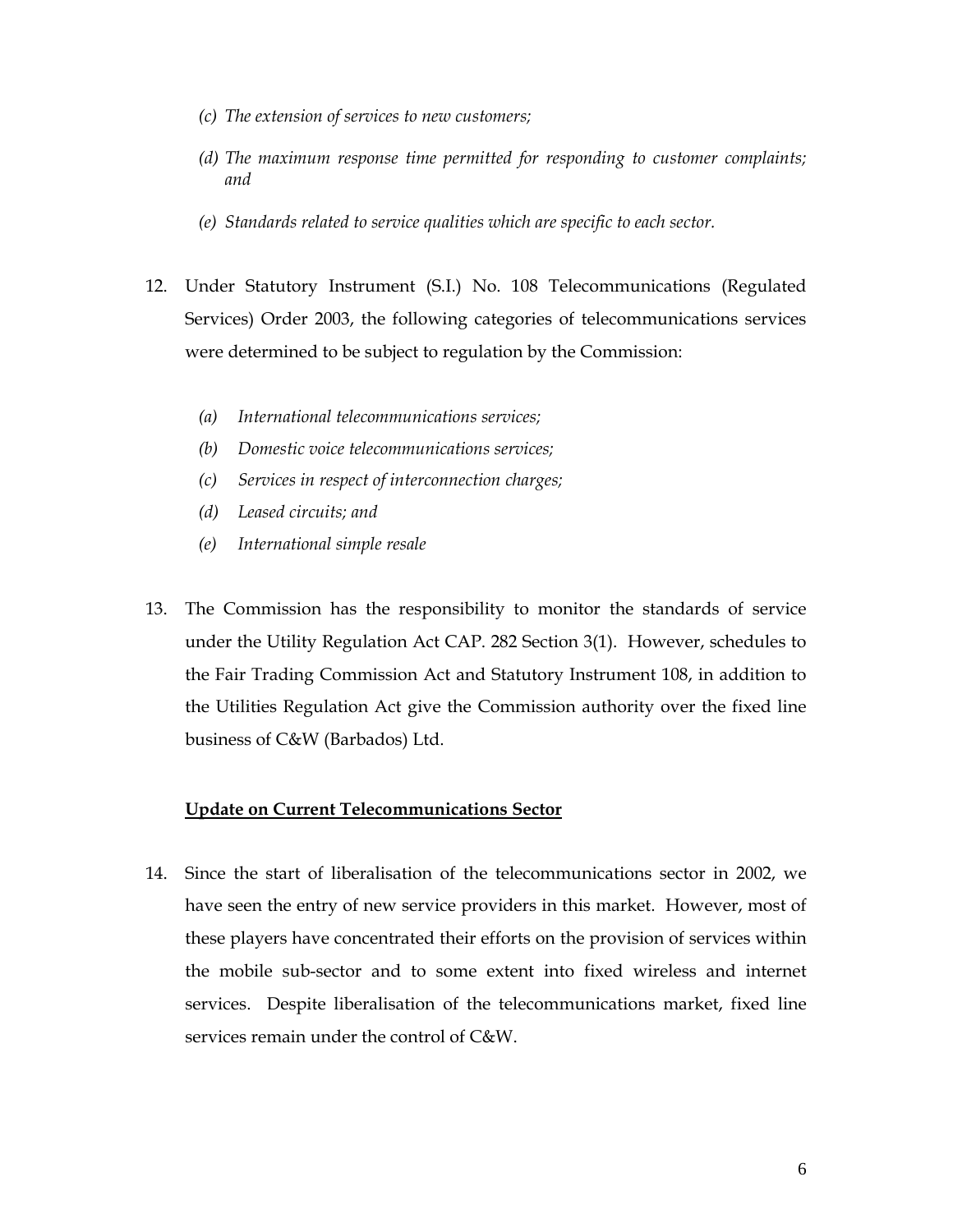*(c) The extension of services to new customers;*

*(d) The maximum response time permitted for responding to customer complaints; and*

*(e) Standards related to service qualities which are specific to each sector.*

12. Under Statutory Instrument (S.I.) No. 108 Telecommunications (Regulated Services) Order 2003, the following categories of telecommunications services were determined to be subject to regulation by the Commission:

    *(a) International telecommunications services;*
    *(b) Domestic voice telecommunications services;*
    *(c) Services in respect of interconnection charges;*
    *(d) Leased circuits; and*
    *(e) International simple resale*

13. The Commission has the responsibility to monitor the standards of service under the Utility Regulation Act CAP. 282 Section 3(1). However, schedules to the Fair Trading Commission Act and Statutory Instrument 108, in addition to the Utilities Regulation Act give the Commission authority over the fixed line business of C&W (Barbados) Ltd.

**<u>Update on Current Telecommunications Sector</u>**

14. Since the start of liberalisation of the telecommunications sector in 2002, we have seen the entry of new service providers in this market. However, most of these players have concentrated their efforts on the provision of services within the mobile sub-sector and to some extent into fixed wireless and internet services. Despite liberalisation of the telecommunications market, fixed line services remain under the control of C&W.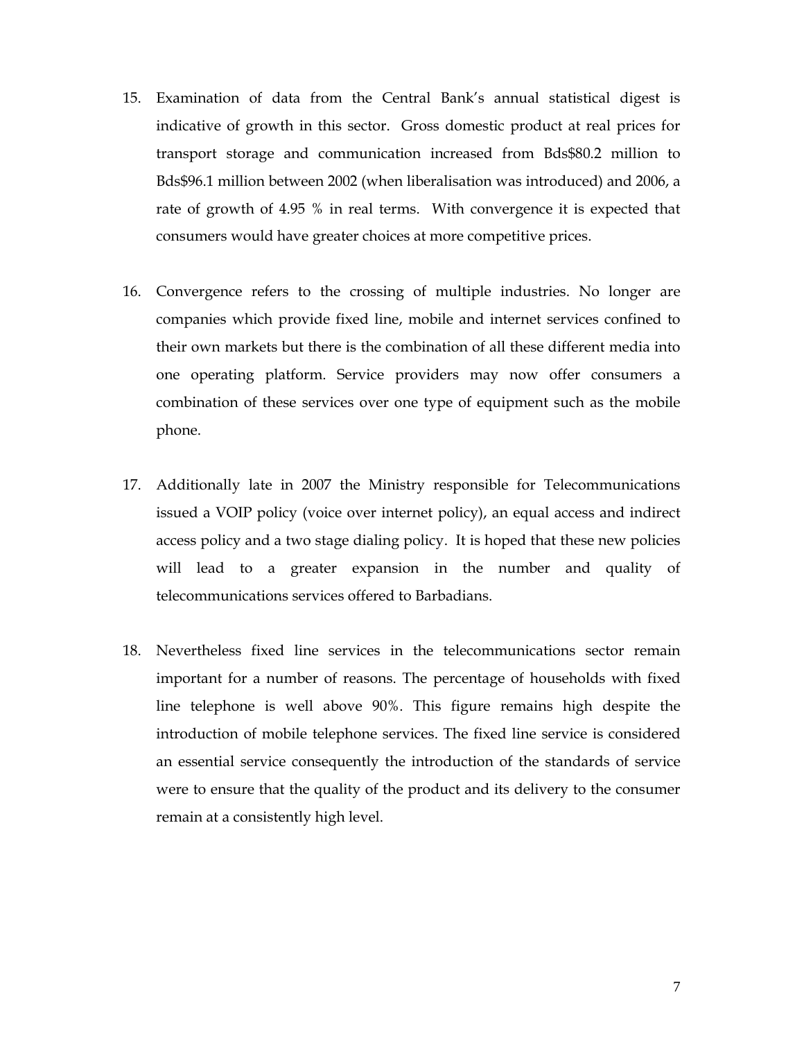15. Examination of data from the Central Bank's annual statistical digest is indicative of growth in this sector. Gross domestic product at real prices for transport storage and communication increased from Bds$80.2 million to Bds$96.1 million between 2002 (when liberalisation was introduced) and 2006, a rate of growth of 4.95 % in real terms. With convergence it is expected that consumers would have greater choices at more competitive prices.

16. Convergence refers to the crossing of multiple industries. No longer are companies which provide fixed line, mobile and internet services confined to their own markets but there is the combination of all these different media into one operating platform. Service providers may now offer consumers a combination of these services over one type of equipment such as the mobile phone.

17. Additionally late in 2007 the Ministry responsible for Telecommunications issued a VOIP policy (voice over internet policy), an equal access and indirect access policy and a two stage dialing policy. It is hoped that these new policies will lead to a greater expansion in the number and quality of telecommunications services offered to Barbadians.

18. Nevertheless fixed line services in the telecommunications sector remain important for a number of reasons. The percentage of households with fixed line telephone is well above 90%. This figure remains high despite the introduction of mobile telephone services. The fixed line service is considered an essential service consequently the introduction of the standards of service were to ensure that the quality of the product and its delivery to the consumer remain at a consistently high level.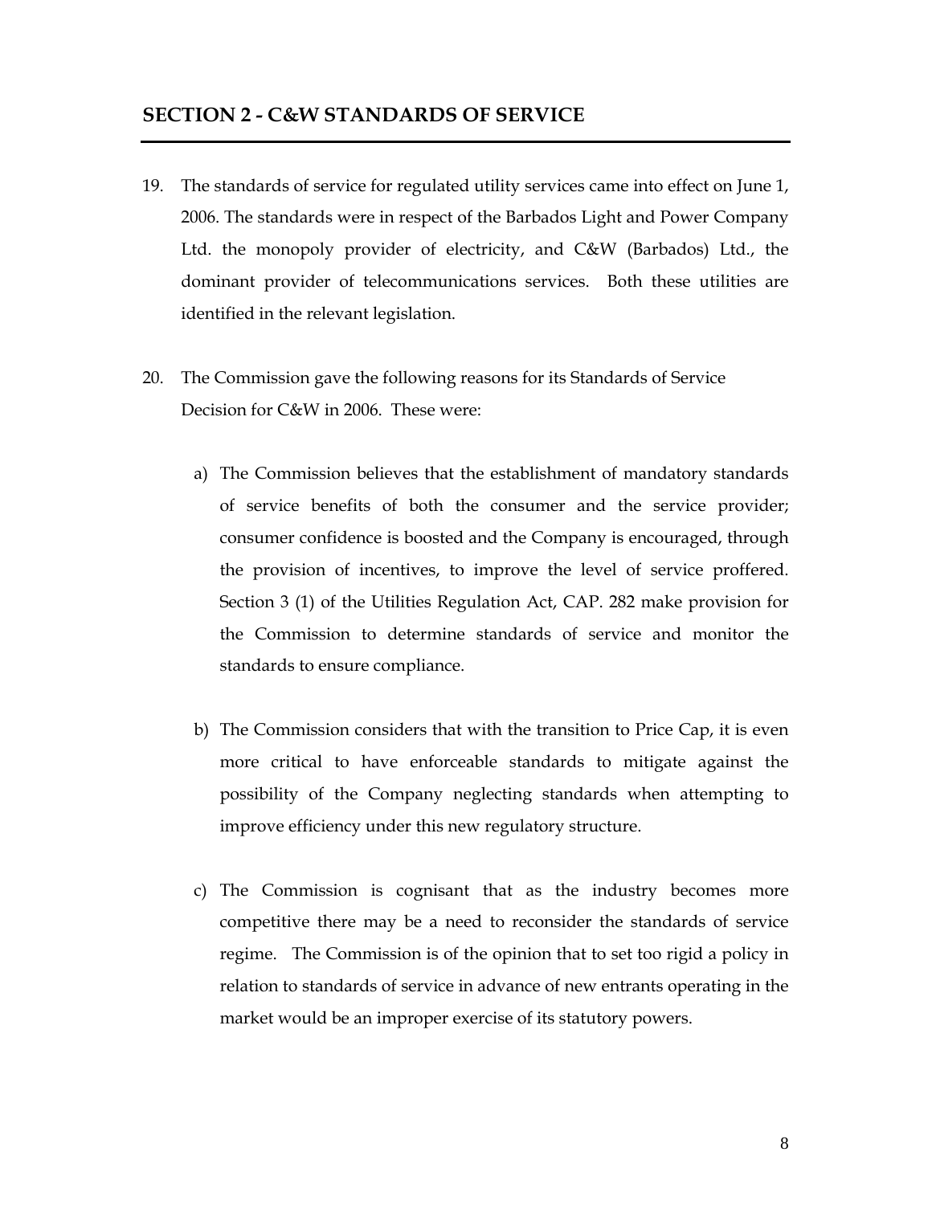## SECTION 2 - C&W STANDARDS OF SERVICE

19. The standards of service for regulated utility services came into effect on June 1, 2006. The standards were in respect of the Barbados Light and Power Company Ltd. the monopoly provider of electricity, and C&W (Barbados) Ltd., the dominant provider of telecommunications services. Both these utilities are identified in the relevant legislation.

20. The Commission gave the following reasons for its Standards of Service Decision for C&W in 2006. These were:

    a) The Commission believes that the establishment of mandatory standards of service benefits of both the consumer and the service provider; consumer confidence is boosted and the Company is encouraged, through the provision of incentives, to improve the level of service proffered. Section 3 (1) of the Utilities Regulation Act, CAP. 282 make provision for the Commission to determine standards of service and monitor the standards to ensure compliance.

    b) The Commission considers that with the transition to Price Cap, it is even more critical to have enforceable standards to mitigate against the possibility of the Company neglecting standards when attempting to improve efficiency under this new regulatory structure.

    c) The Commission is cognisant that as the industry becomes more competitive there may be a need to reconsider the standards of service regime. The Commission is of the opinion that to set too rigid a policy in relation to standards of service in advance of new entrants operating in the market would be an improper exercise of its statutory powers.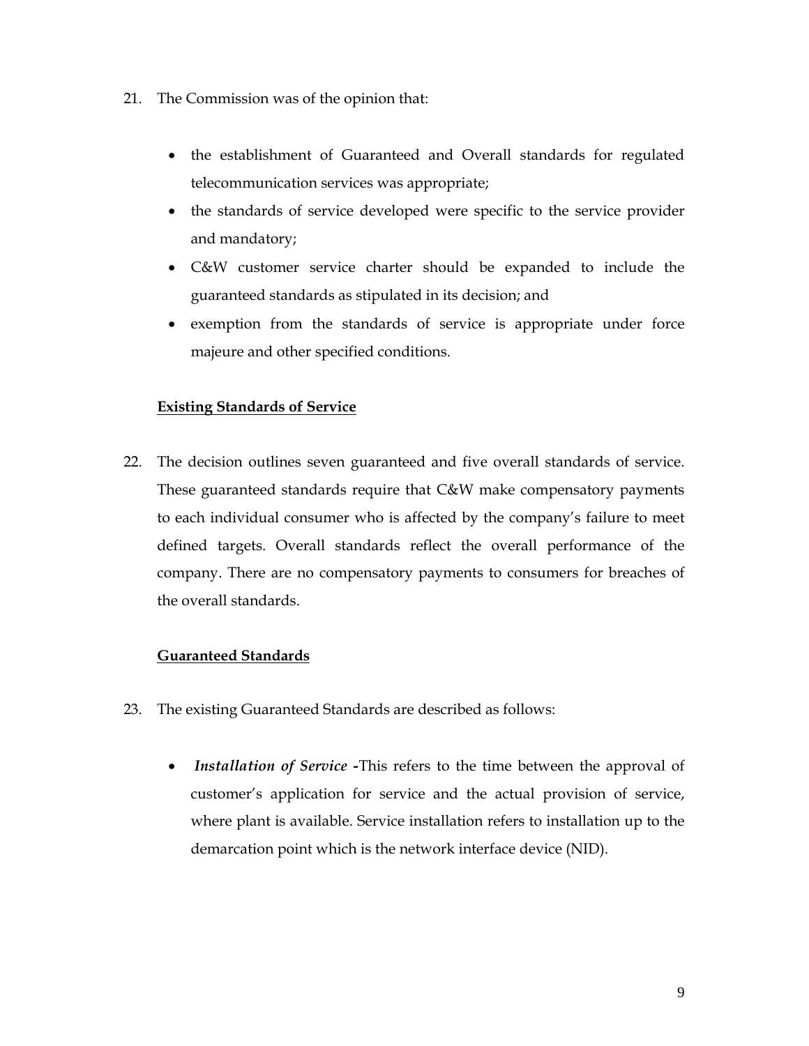21. The Commission was of the opinion that:

    - the establishment of Guaranteed and Overall standards for regulated telecommunication services was appropriate;
    - the standards of service developed were specific to the service provider and mandatory;
    - C&W customer service charter should be expanded to include the guaranteed standards as stipulated in its decision; and
    - exemption from the standards of service is appropriate under force majeure and other specified conditions.

**<u>Existing Standards of Service</u>**

22. The decision outlines seven guaranteed and five overall standards of service. These guaranteed standards require that C&W make compensatory payments to each individual consumer who is affected by the company's failure to meet defined targets. Overall standards reflect the overall performance of the company. There are no compensatory payments to consumers for breaches of the overall standards.

**<u>Guaranteed Standards</u>**

23. The existing Guaranteed Standards are described as follows:

    - ***Installation of Service*** **-**This refers to the time between the approval of customer's application for service and the actual provision of service, where plant is available. Service installation refers to installation up to the demarcation point which is the network interface device (NID).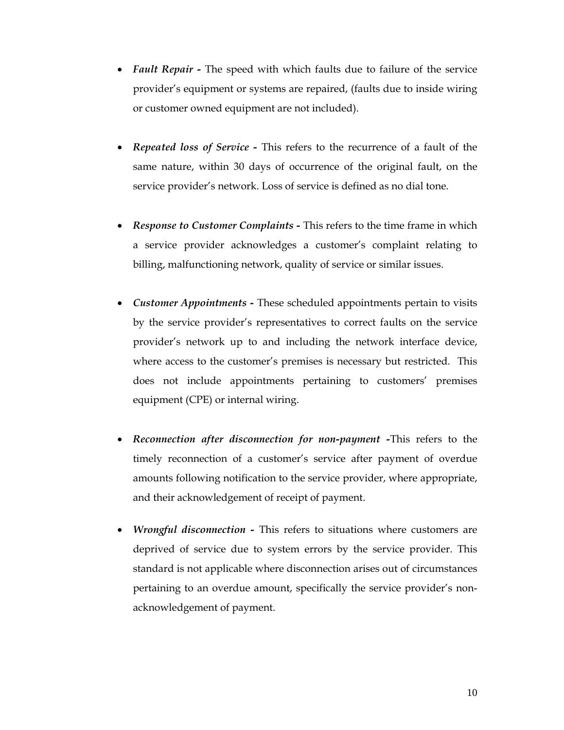- ***Fault Repair -*** The speed with which faults due to failure of the service provider's equipment or systems are repaired, (faults due to inside wiring or customer owned equipment are not included).

- ***Repeated loss of Service -*** This refers to the recurrence of a fault of the same nature, within 30 days of occurrence of the original fault, on the service provider's network. Loss of service is defined as no dial tone.

- ***Response to Customer Complaints -*** This refers to the time frame in which a service provider acknowledges a customer's complaint relating to billing, malfunctioning network, quality of service or similar issues.

- ***Customer Appointments -*** These scheduled appointments pertain to visits by the service provider's representatives to correct faults on the service provider's network up to and including the network interface device, where access to the customer's premises is necessary but restricted. This does not include appointments pertaining to customers' premises equipment (CPE) or internal wiring.

- ***Reconnection after disconnection for non-payment -***This refers to the timely reconnection of a customer's service after payment of overdue amounts following notification to the service provider, where appropriate, and their acknowledgement of receipt of payment.

- ***Wrongful disconnection -*** This refers to situations where customers are deprived of service due to system errors by the service provider. This standard is not applicable where disconnection arises out of circumstances pertaining to an overdue amount, specifically the service provider's non-acknowledgement of payment.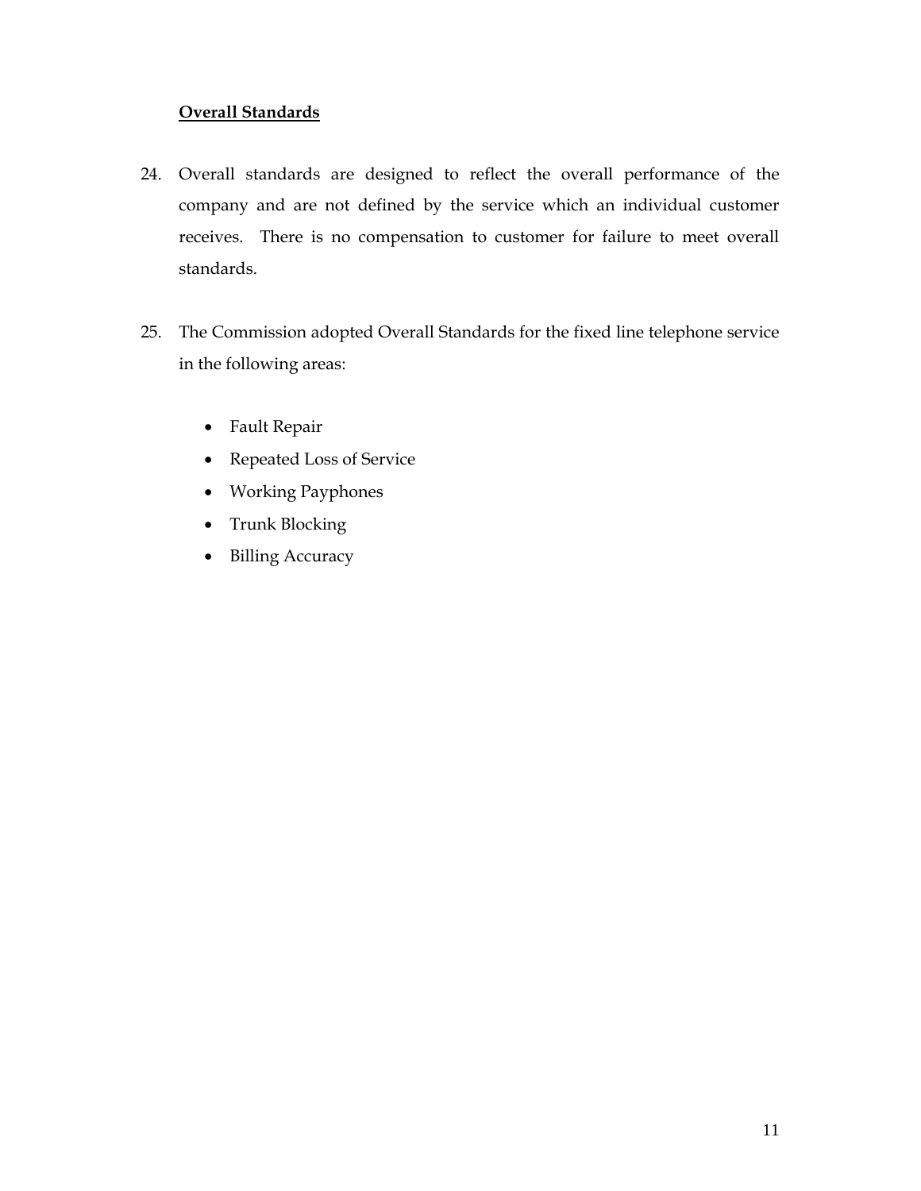## Overall Standards

24. Overall standards are designed to reflect the overall performance of the company and are not defined by the service which an individual customer receives. There is no compensation to customer for failure to meet overall standards.

25. The Commission adopted Overall Standards for the fixed line telephone service in the following areas:

    - Fault Repair
    - Repeated Loss of Service
    - Working Payphones
    - Trunk Blocking
    - Billing Accuracy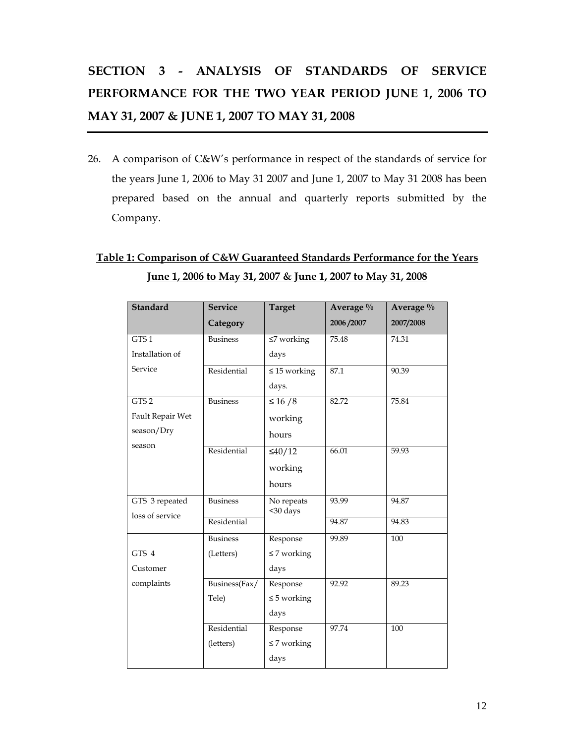# SECTION 3 - ANALYSIS OF STANDARDS OF SERVICE PERFORMANCE FOR THE TWO YEAR PERIOD JUNE 1, 2006 TO MAY 31, 2007 & JUNE 1, 2007 TO MAY 31, 2008

26. A comparison of C&W's performance in respect of the standards of service for the years June 1, 2006 to May 31 2007 and June 1, 2007 to May 31 2008 has been prepared based on the annual and quarterly reports submitted by the Company.

**Table 1: Comparison of C&W Guaranteed Standards Performance for the Years June 1, 2006 to May 31, 2007 & June 1, 2007 to May 31, 2008**

| Standard | Service Category | Target | Average % 2006 /2007 | Average % 2007/2008 |
|---|---|---|---|---|
| GTS 1 Installation of Service | Business | ≤7 working days | 75.48 | 74.31 |
| | Residential | ≤ 15 working days. | 87.1 | 90.39 |
| GTS 2 Fault Repair Wet season/Dry season | Business | ≤ 16 /8 working hours | 82.72 | 75.84 |
| | Residential | ≤40/12 working hours | 66.01 | 59.93 |
| GTS 3 repeated loss of service | Business | No repeats <30 days | 93.99 | 94.87 |
| | Residential | | 94.87 | 94.83 |
| GTS 4 Customer complaints | Business (Letters) | Response ≤ 7 working days | 99.89 | 100 |
| | Business(Fax/ Tele) | Response ≤ 5 working days | 92.92 | 89.23 |
| | Residential (letters) | Response ≤ 7 working days | 97.74 | 100 |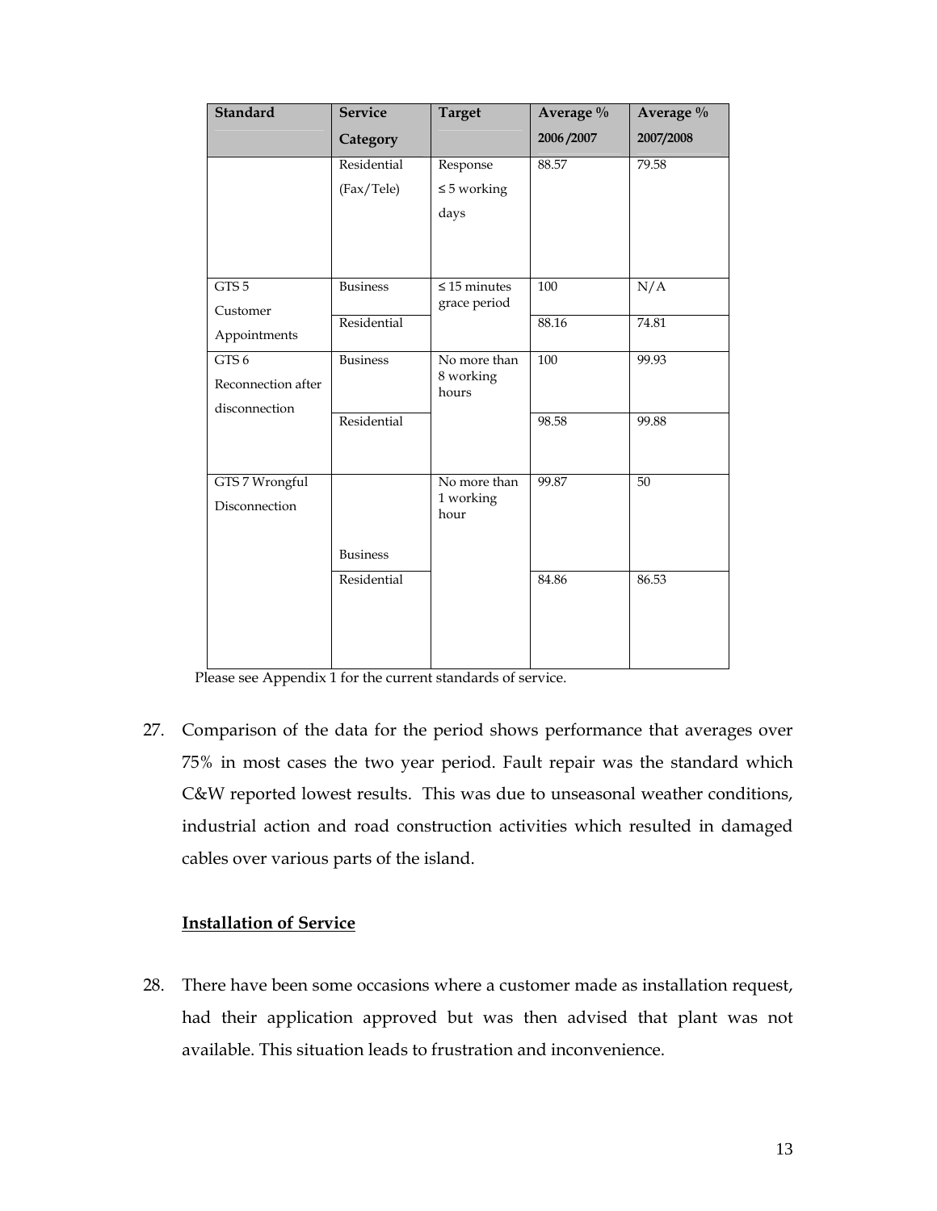| Standard | Service Category | Target | Average % 2006 /2007 | Average % 2007/2008 |
|---|---|---|---|---|
| | Residential (Fax/Tele) | Response ≤ 5 working days | 88.57 | 79.58 |
| GTS 5 Customer Appointments | Business | ≤ 15 minutes grace period | 100 | N/A |
| | Residential | | 88.16 | 74.81 |
| GTS 6 Reconnection after disconnection | Business | No more than 8 working hours | 100 | 99.93 |
| | Residential | | 98.58 | 99.88 |
| GTS 7 Wrongful Disconnection | Business | No more than 1 working hour | 99.87 | 50 |
| | Residential | | 84.86 | 86.53 |

Please see Appendix 1 for the current standards of service.

27. Comparison of the data for the period shows performance that averages over 75% in most cases the two year period. Fault repair was the standard which C&W reported lowest results. This was due to unseasonal weather conditions, industrial action and road construction activities which resulted in damaged cables over various parts of the island.

**Installation of Service**

28. There have been some occasions where a customer made as installation request, had their application approved but was then advised that plant was not available. This situation leads to frustration and inconvenience.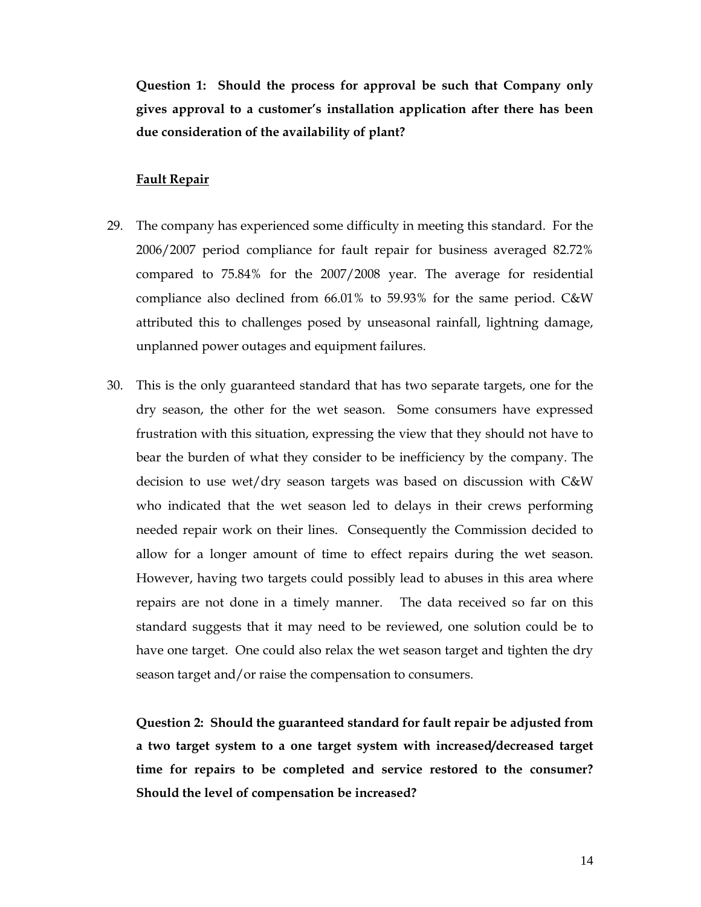**Question 1: Should the process for approval be such that Company only gives approval to a customer's installation application after there has been due consideration of the availability of plant?**

**<u>Fault Repair</u>**

29. The company has experienced some difficulty in meeting this standard. For the 2006/2007 period compliance for fault repair for business averaged 82.72% compared to 75.84% for the 2007/2008 year. The average for residential compliance also declined from 66.01% to 59.93% for the same period. C&W attributed this to challenges posed by unseasonal rainfall, lightning damage, unplanned power outages and equipment failures.

30. This is the only guaranteed standard that has two separate targets, one for the dry season, the other for the wet season. Some consumers have expressed frustration with this situation, expressing the view that they should not have to bear the burden of what they consider to be inefficiency by the company. The decision to use wet/dry season targets was based on discussion with C&W who indicated that the wet season led to delays in their crews performing needed repair work on their lines. Consequently the Commission decided to allow for a longer amount of time to effect repairs during the wet season. However, having two targets could possibly lead to abuses in this area where repairs are not done in a timely manner. The data received so far on this standard suggests that it may need to be reviewed, one solution could be to have one target. One could also relax the wet season target and tighten the dry season target and/or raise the compensation to consumers.

**Question 2: Should the guaranteed standard for fault repair be adjusted from a two target system to a one target system with increased/decreased target time for repairs to be completed and service restored to the consumer? Should the level of compensation be increased?**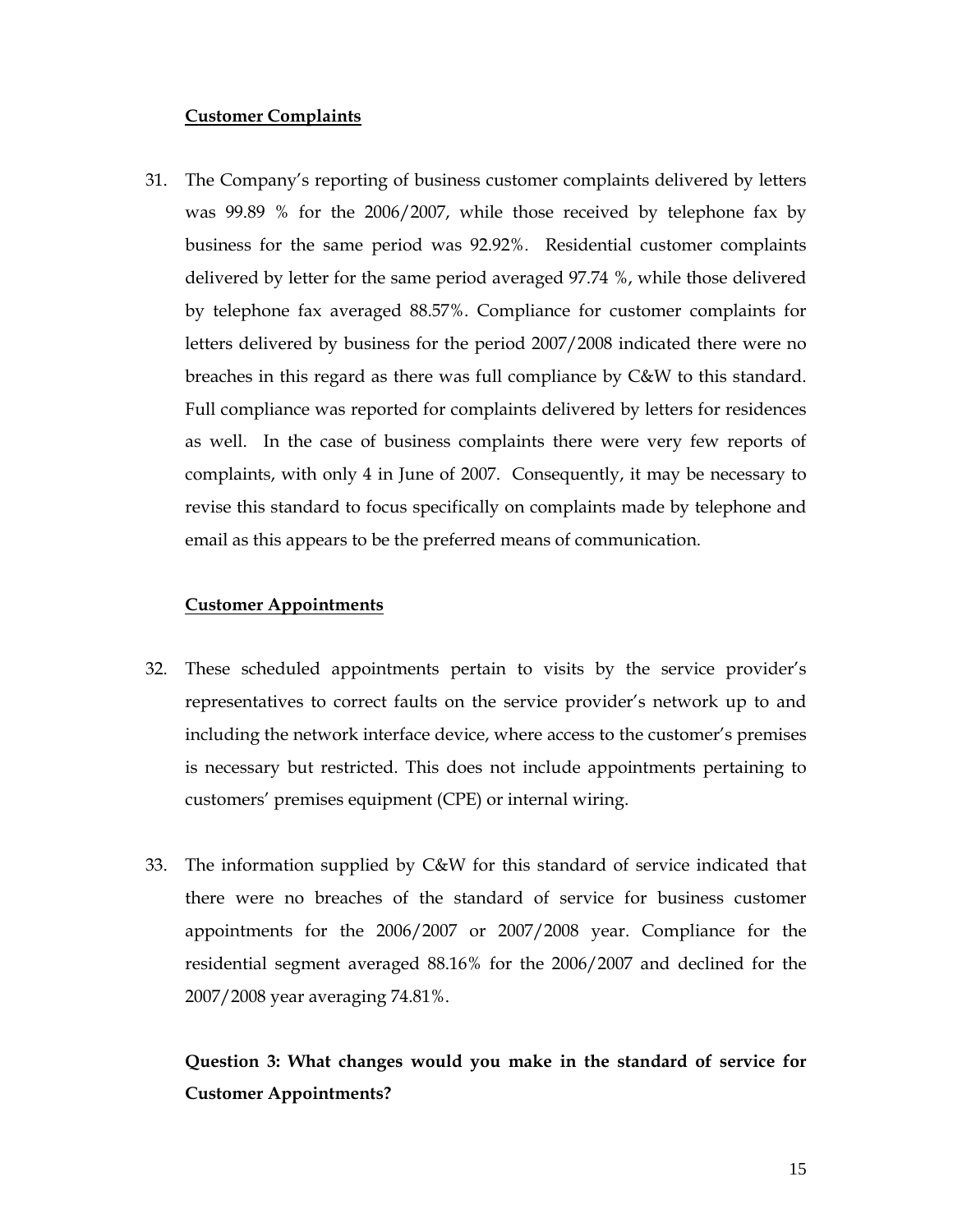**Customer Complaints**

31. The Company's reporting of business customer complaints delivered by letters was 99.89 % for the 2006/2007, while those received by telephone fax by business for the same period was 92.92%. Residential customer complaints delivered by letter for the same period averaged 97.74 %, while those delivered by telephone fax averaged 88.57%. Compliance for customer complaints for letters delivered by business for the period 2007/2008 indicated there were no breaches in this regard as there was full compliance by C&W to this standard. Full compliance was reported for complaints delivered by letters for residences as well. In the case of business complaints there were very few reports of complaints, with only 4 in June of 2007. Consequently, it may be necessary to revise this standard to focus specifically on complaints made by telephone and email as this appears to be the preferred means of communication.

**Customer Appointments**

32. These scheduled appointments pertain to visits by the service provider's representatives to correct faults on the service provider's network up to and including the network interface device, where access to the customer's premises is necessary but restricted. This does not include appointments pertaining to customers' premises equipment (CPE) or internal wiring.

33. The information supplied by C&W for this standard of service indicated that there were no breaches of the standard of service for business customer appointments for the 2006/2007 or 2007/2008 year. Compliance for the residential segment averaged 88.16% for the 2006/2007 and declined for the 2007/2008 year averaging 74.81%.

**Question 3: What changes would you make in the standard of service for Customer Appointments?**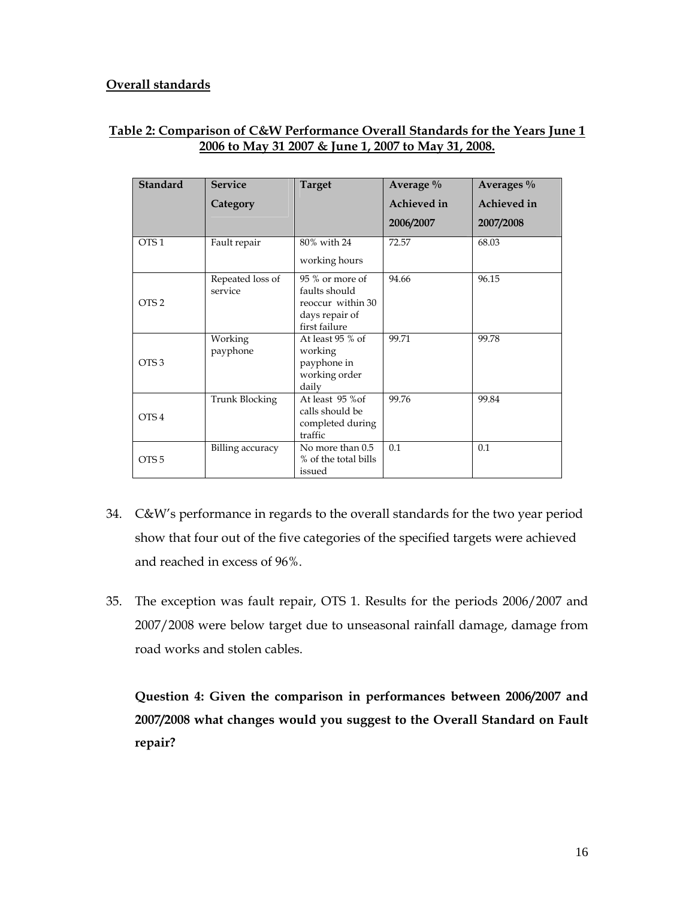**Overall standards**

**Table 2: Comparison of C&W Performance Overall Standards for the Years June 1 2006 to May 31 2007 & June 1, 2007 to May 31, 2008.**

| Standard | Service Category | Target | Average % Achieved in 2006/2007 | Averages % Achieved in 2007/2008 |
|---|---|---|---|---|
| OTS 1 | Fault repair | 80% with 24 working hours | 72.57 | 68.03 |
| OTS 2 | Repeated loss of service | 95 % or more of faults should reoccur within 30 days repair of first failure | 94.66 | 96.15 |
| OTS 3 | Working payphone | At least 95 % of working payphone in working order daily | 99.71 | 99.78 |
| OTS 4 | Trunk Blocking | At least 95 %of calls should be completed during traffic | 99.76 | 99.84 |
| OTS 5 | Billing accuracy | No more than 0.5 % of the total bills issued | 0.1 | 0.1 |

34. C&W's performance in regards to the overall standards for the two year period show that four out of the five categories of the specified targets were achieved and reached in excess of 96%.

35. The exception was fault repair, OTS 1. Results for the periods 2006/2007 and 2007/2008 were below target due to unseasonal rainfall damage, damage from road works and stolen cables.

**Question 4: Given the comparison in performances between 2006/2007 and 2007/2008 what changes would you suggest to the Overall Standard on Fault repair?**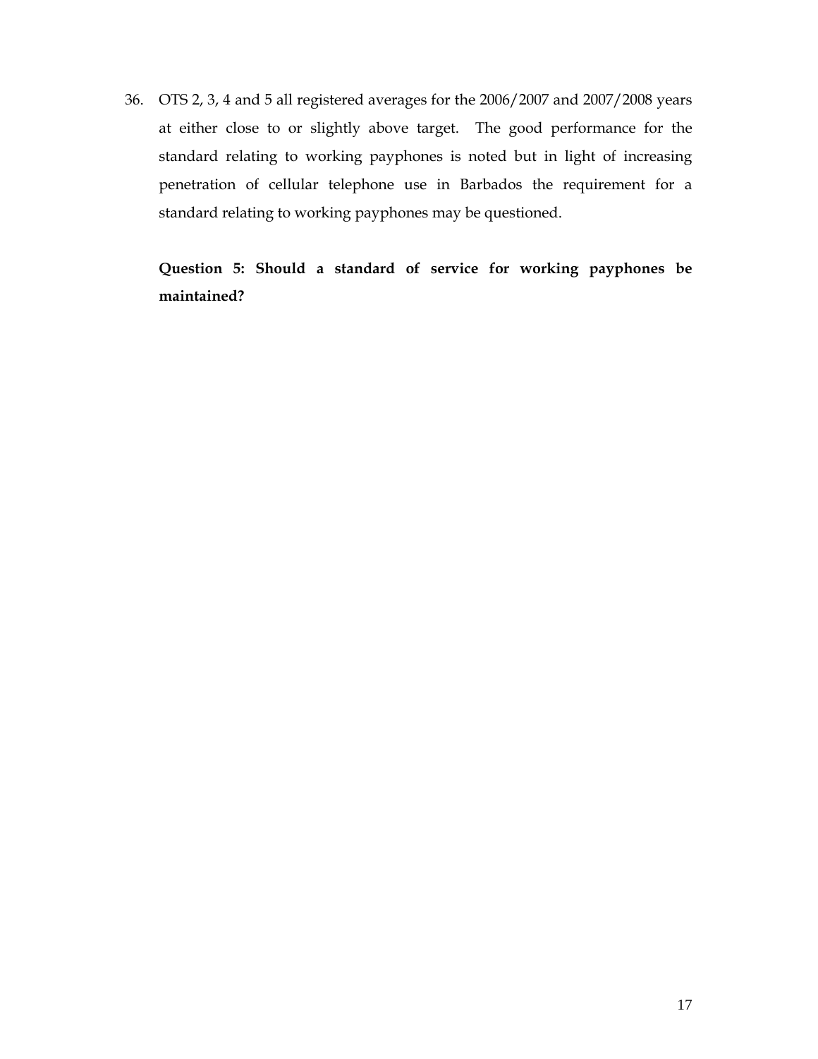36. OTS 2, 3, 4 and 5 all registered averages for the 2006/2007 and 2007/2008 years at either close to or slightly above target. The good performance for the standard relating to working payphones is noted but in light of increasing penetration of cellular telephone use in Barbados the requirement for a standard relating to working payphones may be questioned.

    **Question 5: Should a standard of service for working payphones be maintained?**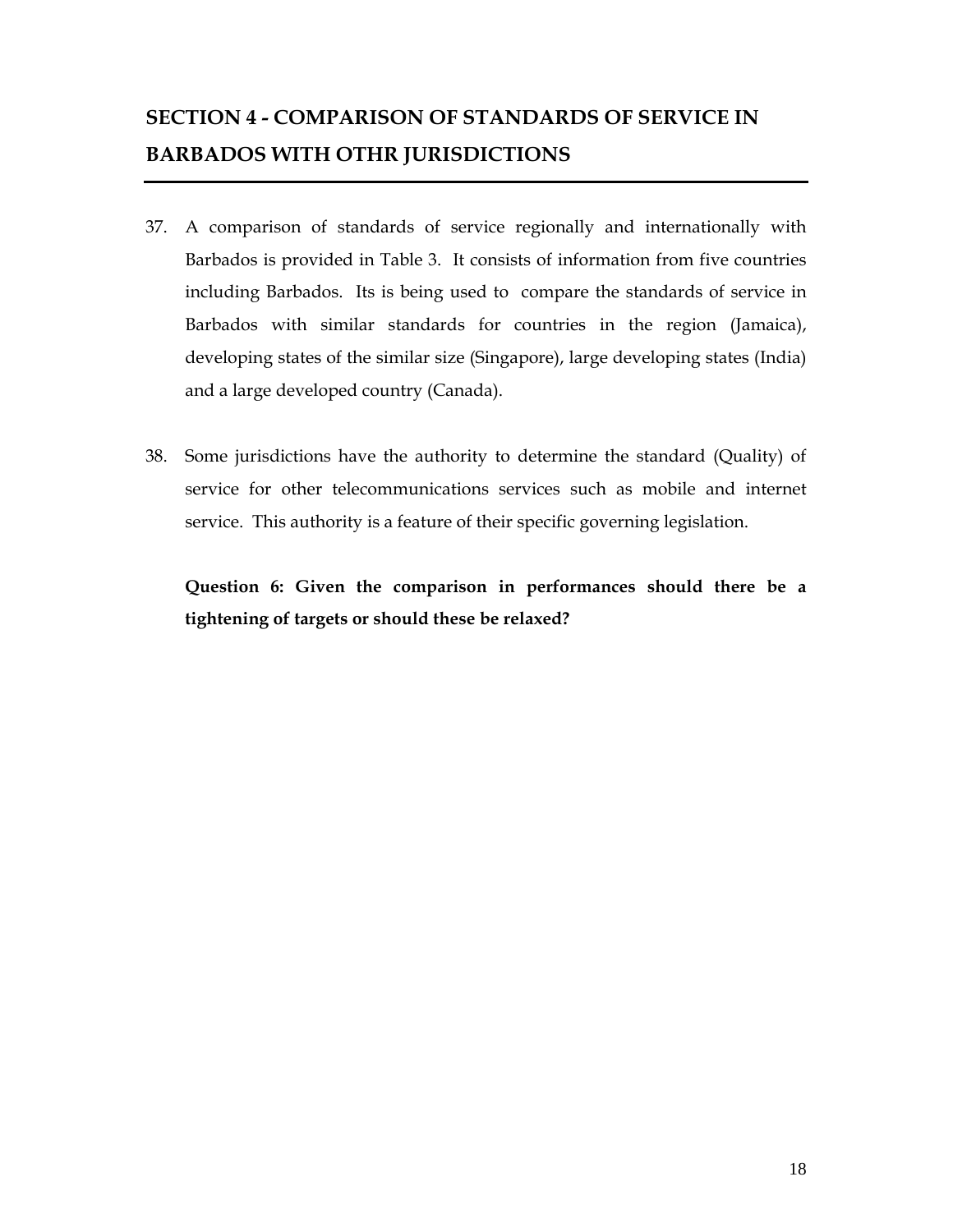## SECTION 4 - COMPARISON OF STANDARDS OF SERVICE IN BARBADOS WITH OTHR JURISDICTIONS

37. A comparison of standards of service regionally and internationally with Barbados is provided in Table 3. It consists of information from five countries including Barbados. Its is being used to compare the standards of service in Barbados with similar standards for countries in the region (Jamaica), developing states of the similar size (Singapore), large developing states (India) and a large developed country (Canada).

38. Some jurisdictions have the authority to determine the standard (Quality) of service for other telecommunications services such as mobile and internet service. This authority is a feature of their specific governing legislation.

    **Question 6: Given the comparison in performances should there be a tightening of targets or should these be relaxed?**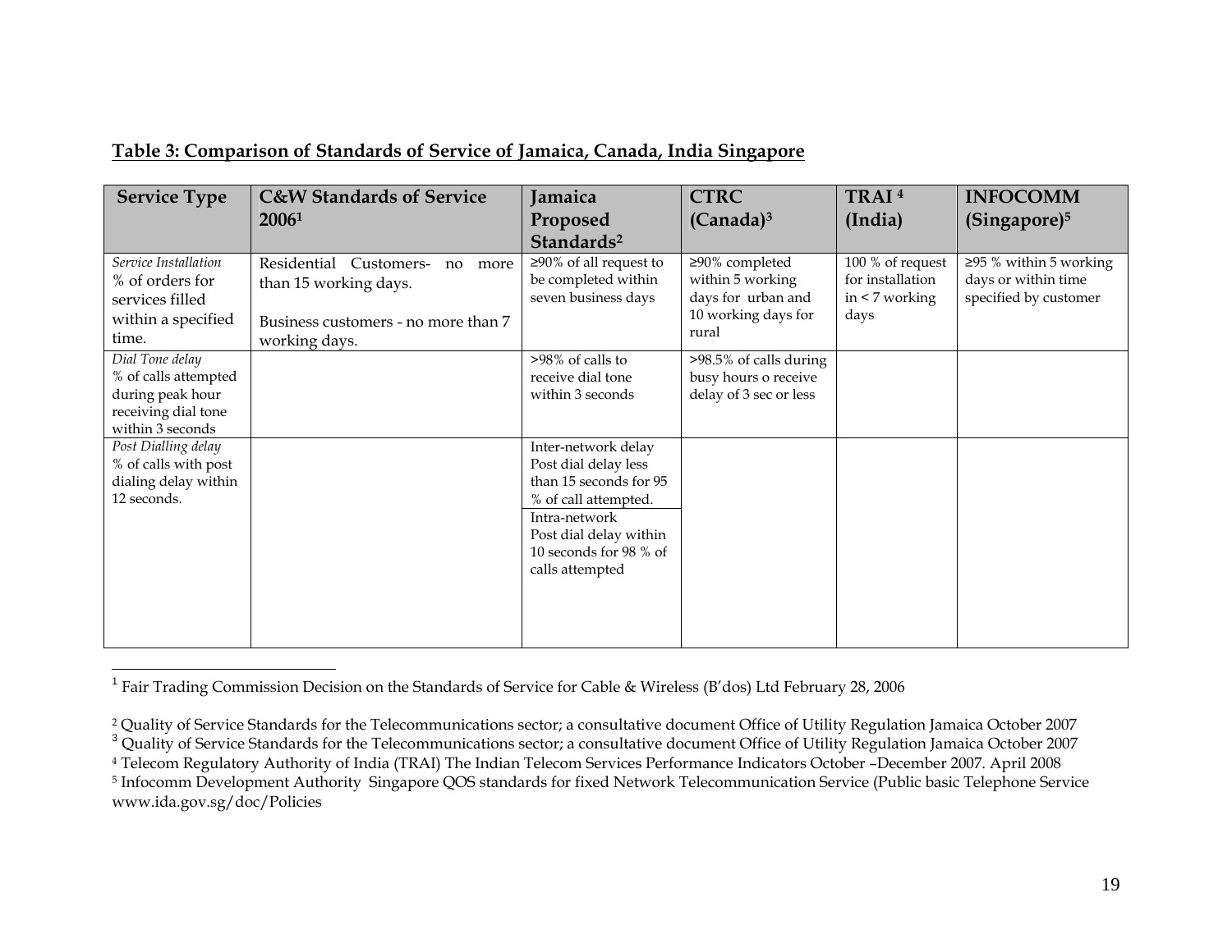**Table 3: Comparison of Standards of Service of Jamaica, Canada, India Singapore**

| Service Type | C&W Standards of Service 2006[1] | Jamaica Proposed Standards[2] | CTRC (Canada)[3] | TRAI [4] (India) | INFOCOMM (Singapore)[5] |
|---|---|---|---|---|---|
| *Service Installation* % of orders for services filled within a specified time. | Residential Customers- no more than 15 working days. Business customers - no more than 7 working days. | ≥90% of all request to be completed within seven business days | ≥90% completed within 5 working days for urban and 10 working days for rural | 100 % of request for installation in < 7 working days | ≥95 % within 5 working days or within time specified by customer |
| *Dial Tone delay* % of calls attempted during peak hour receiving dial tone within 3 seconds | | >98% of calls to receive dial tone within 3 seconds | >98.5% of calls during busy hours o receive delay of 3 sec or less | | |
| *Post Dialling delay* % of calls with post dialing delay within 12 seconds. | | Inter-network delay Post dial delay less than 15 seconds for 95 % of call attempted. Intra-network Post dial delay within 10 seconds for 98 % of calls attempted | | | |

[1] Fair Trading Commission Decision on the Standards of Service for Cable & Wireless (B'dos) Ltd February 28, 2006

[2] Quality of Service Standards for the Telecommunications sector; a consultative document Office of Utility Regulation Jamaica October 2007

[3] Quality of Service Standards for the Telecommunications sector; a consultative document Office of Utility Regulation Jamaica October 2007

[4] Telecom Regulatory Authority of India (TRAI) The Indian Telecom Services Performance Indicators October –December 2007. April 2008

[5] Infocomm Development Authority Singapore QOS standards for fixed Network Telecommunication Service (Public basic Telephone Service www.ida.gov.sg/doc/Policies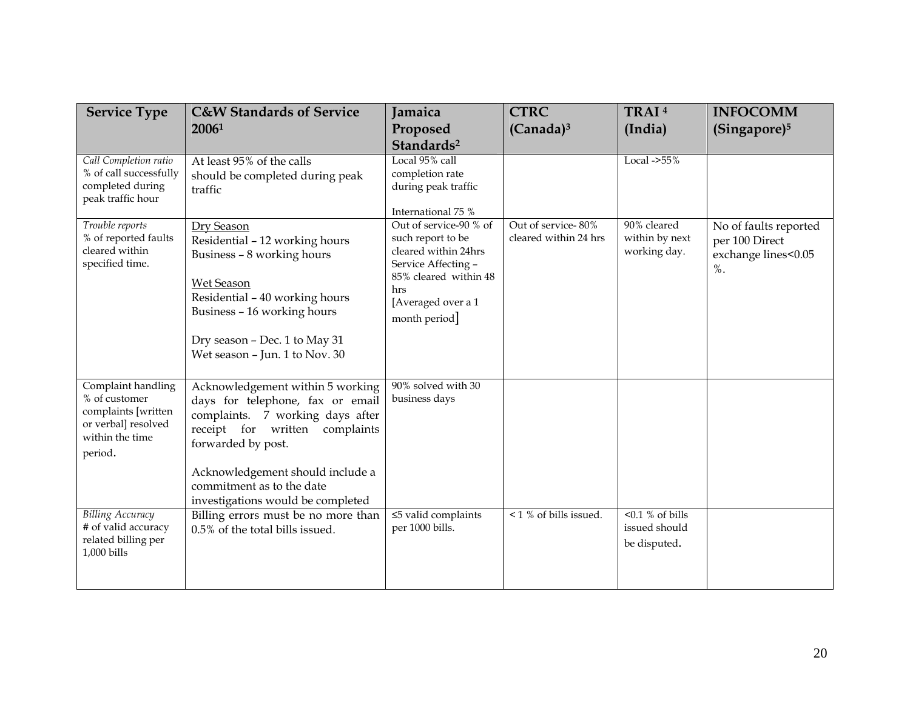| Service Type | C&W Standards of Service 2006[1] | Jamaica Proposed Standards[2] | CTRC (Canada)[3] | TRAI [4] (India) | INFOCOMM (Singapore)[5] |
|---|---|---|---|---|---|
| *Call Completion ratio* % of call successfully completed during peak traffic hour | At least 95% of the calls should be completed during peak traffic | Local 95% call completion rate during peak traffic<br><br>International 75 % | | Local ->55% | |
| *Trouble reports* % of reported faults cleared within specified time. | <u>Dry Season</u><br>Residential – 12 working hours<br>Business – 8 working hours<br><br><u>Wet Season</u><br>Residential – 40 working hours<br>Business – 16 working hours<br><br>Dry season – Dec. 1 to May 31<br>Wet season – Jun. 1 to Nov. 30 | Out of service-90 % of such report to be cleared within 24hrs<br>Service Affecting – 85% cleared within 48 hrs<br>[Averaged over a 1 month period] | Out of service- 80% cleared within 24 hrs | 90% cleared within by next working day. | No of faults reported per 100 Direct exchange lines<0.05 %. |
| Complaint handling % of customer complaints [written or verbal] resolved within the time period. | Acknowledgement within 5 working days for telephone, fax or email complaints. 7 working days after receipt for written complaints forwarded by post.<br><br>Acknowledgement should include a commitment as to the date investigations would be completed | 90% solved with 30 business days | | | |
| *Billing Accuracy* # of valid accuracy related billing per 1,000 bills | Billing errors must be no more than 0.5% of the total bills issued. | ≤5 valid complaints per 1000 bills. | < 1 % of bills issued. | <0.1 % of bills issued should be disputed. | |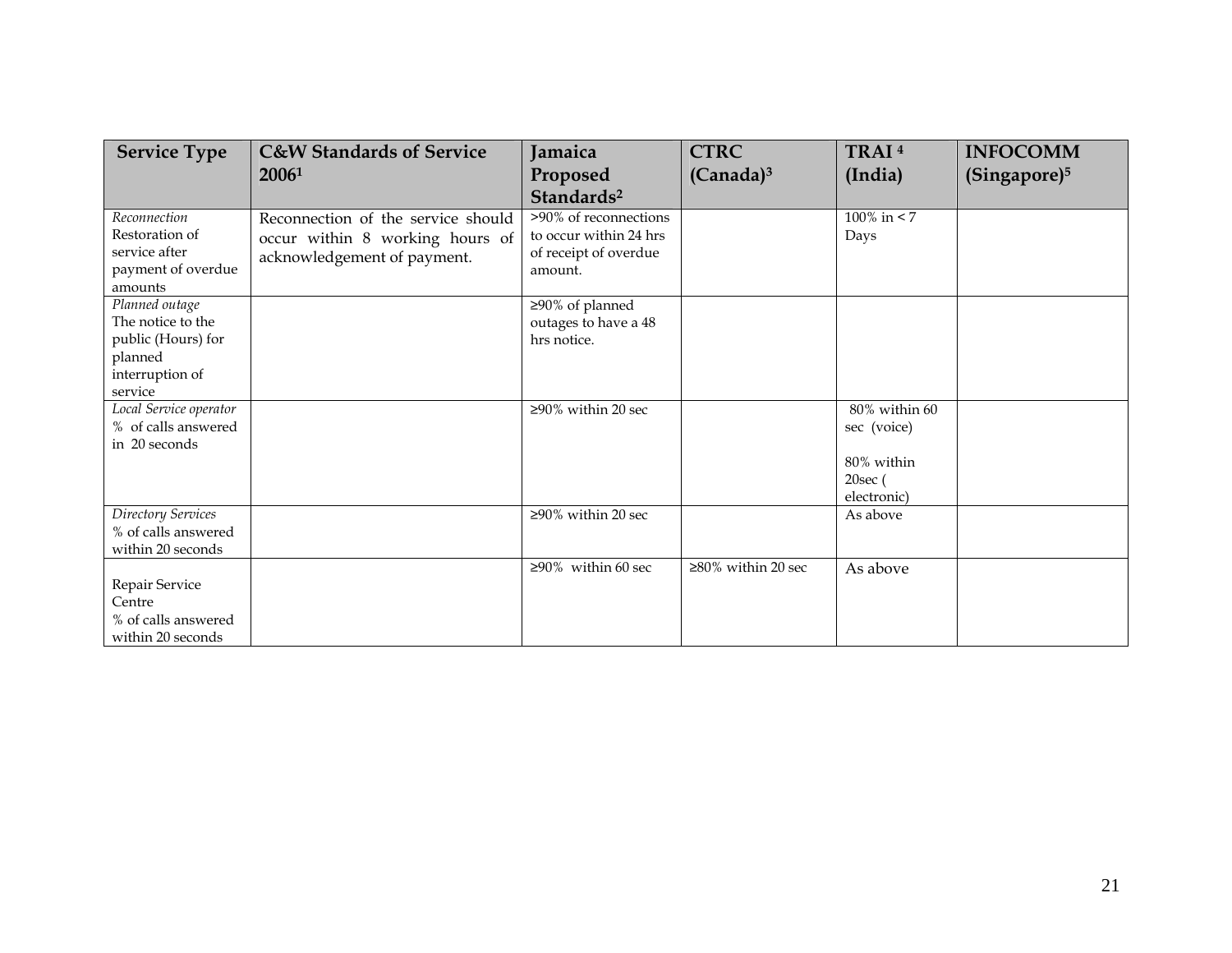| Service Type | C&W Standards of Service 2006[1] | Jamaica Proposed Standards[2] | CTRC (Canada)[3] | TRAI [4] (India) | INFOCOMM (Singapore)[5] |
|---|---|---|---|---|---|
| *Reconnection* Restoration of service after payment of overdue amounts | Reconnection of the service should occur within 8 working hours of acknowledgement of payment. | >90% of reconnections to occur within 24 hrs of receipt of overdue amount. | | 100% in < 7 Days | |
| *Planned outage* The notice to the public (Hours) for planned interruption of service | | ≥90% of planned outages to have a 48 hrs notice. | | | |
| *Local Service operator* % of calls answered in 20 seconds | | ≥90% within 20 sec | | 80% within 60 sec (voice)<br><br>80% within 20sec ( electronic) | |
| *Directory Services* % of calls answered within 20 seconds | | ≥90% within 20 sec | | As above | |
| Repair Service Centre % of calls answered within 20 seconds | | ≥90% within 60 sec | ≥80% within 20 sec | As above | |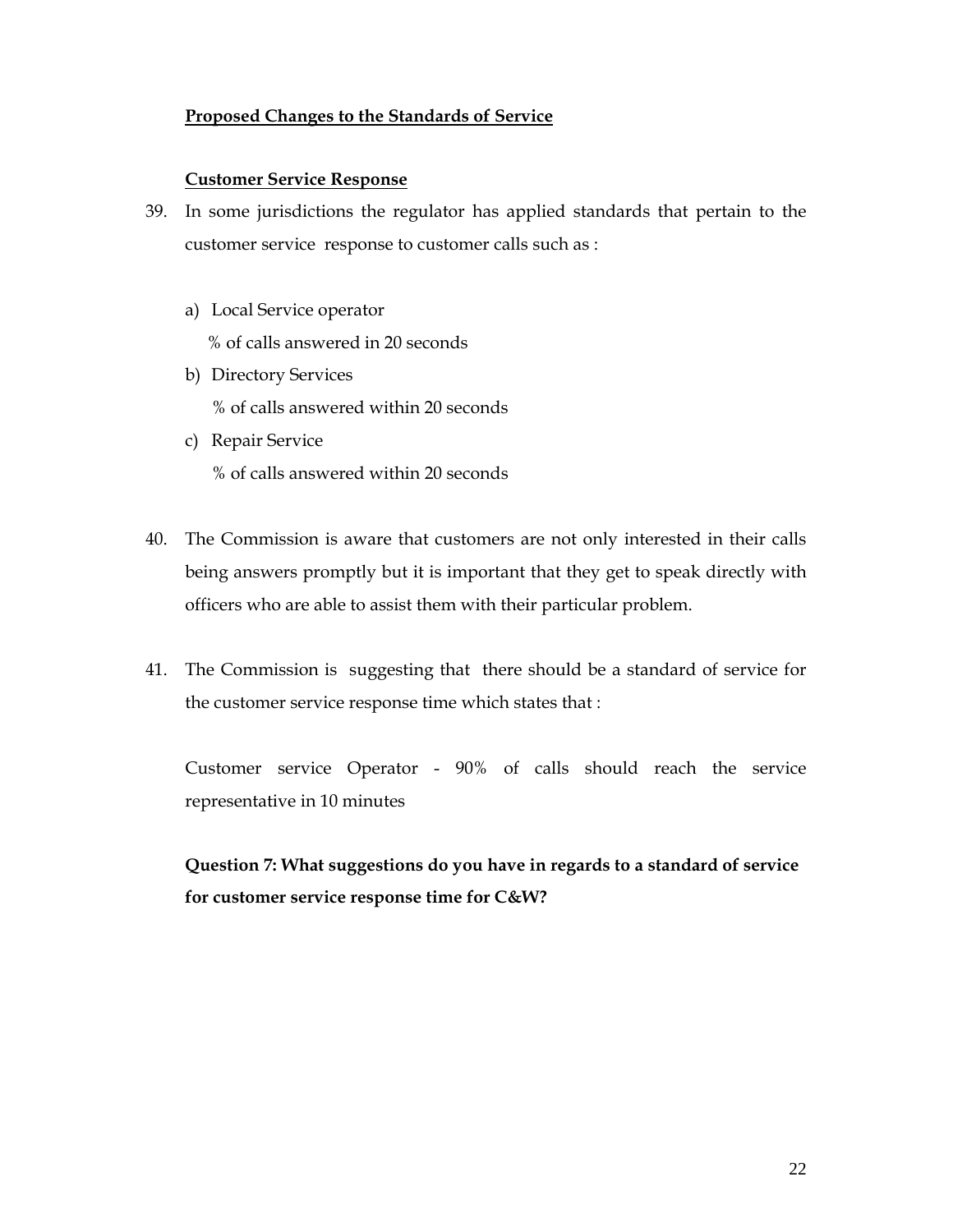**Proposed Changes to the Standards of Service**

**Customer Service Response**

39. In some jurisdictions the regulator has applied standards that pertain to the customer service response to customer calls such as :

    a) Local Service operator
       % of calls answered in 20 seconds
    b) Directory Services
       % of calls answered within 20 seconds
    c) Repair Service
       % of calls answered within 20 seconds

40. The Commission is aware that customers are not only interested in their calls being answers promptly but it is important that they get to speak directly with officers who are able to assist them with their particular problem.

41. The Commission is suggesting that there should be a standard of service for the customer service response time which states that :

    Customer service Operator - 90% of calls should reach the service representative in 10 minutes

    **Question 7: What suggestions do you have in regards to a standard of service for customer service response time for C&W?**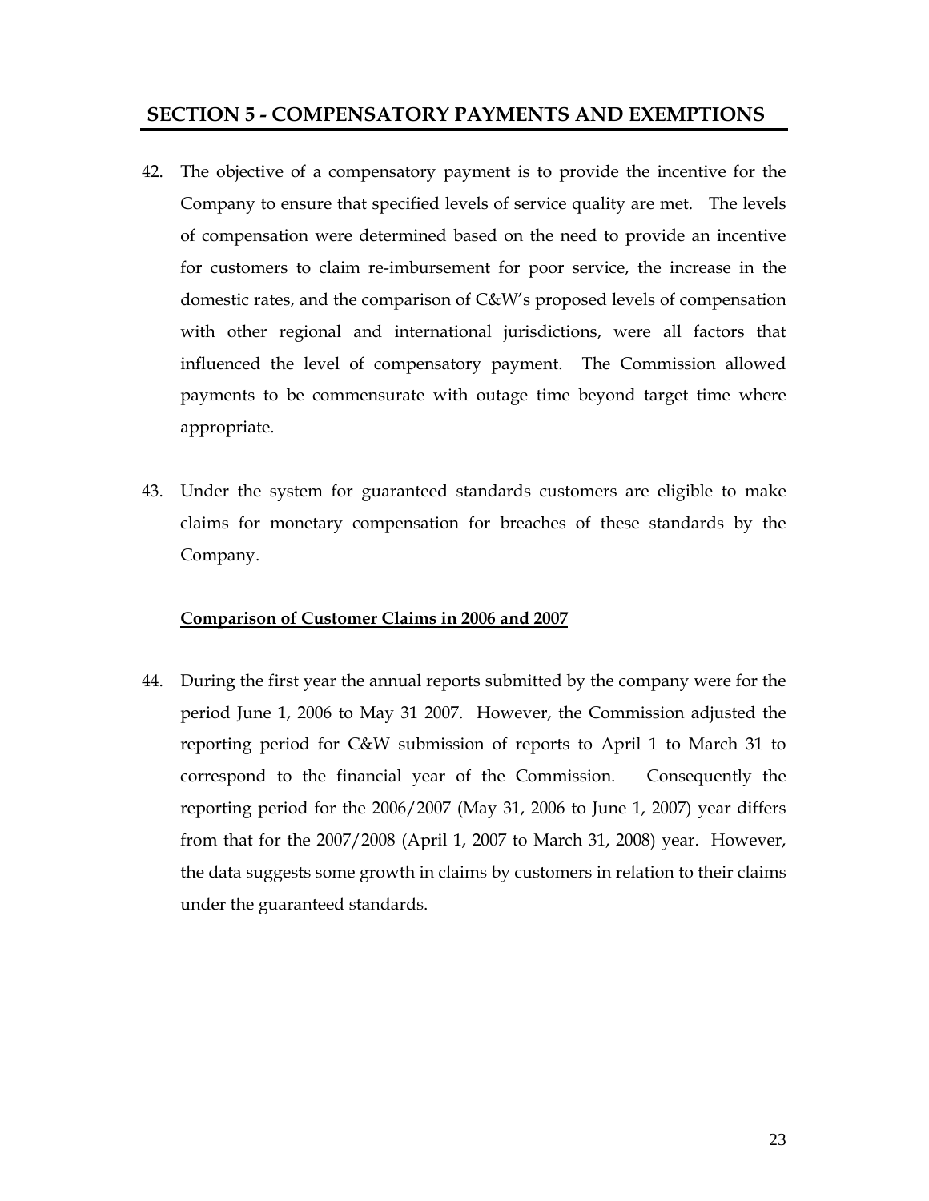## SECTION 5 - COMPENSATORY PAYMENTS AND EXEMPTIONS

42. The objective of a compensatory payment is to provide the incentive for the Company to ensure that specified levels of service quality are met. The levels of compensation were determined based on the need to provide an incentive for customers to claim re-imbursement for poor service, the increase in the domestic rates, and the comparison of C&W's proposed levels of compensation with other regional and international jurisdictions, were all factors that influenced the level of compensatory payment. The Commission allowed payments to be commensurate with outage time beyond target time where appropriate.

43. Under the system for guaranteed standards customers are eligible to make claims for monetary compensation for breaches of these standards by the Company.

**Comparison of Customer Claims in 2006 and 2007**

44. During the first year the annual reports submitted by the company were for the period June 1, 2006 to May 31 2007. However, the Commission adjusted the reporting period for C&W submission of reports to April 1 to March 31 to correspond to the financial year of the Commission. Consequently the reporting period for the 2006/2007 (May 31, 2006 to June 1, 2007) year differs from that for the 2007/2008 (April 1, 2007 to March 31, 2008) year. However, the data suggests some growth in claims by customers in relation to their claims under the guaranteed standards.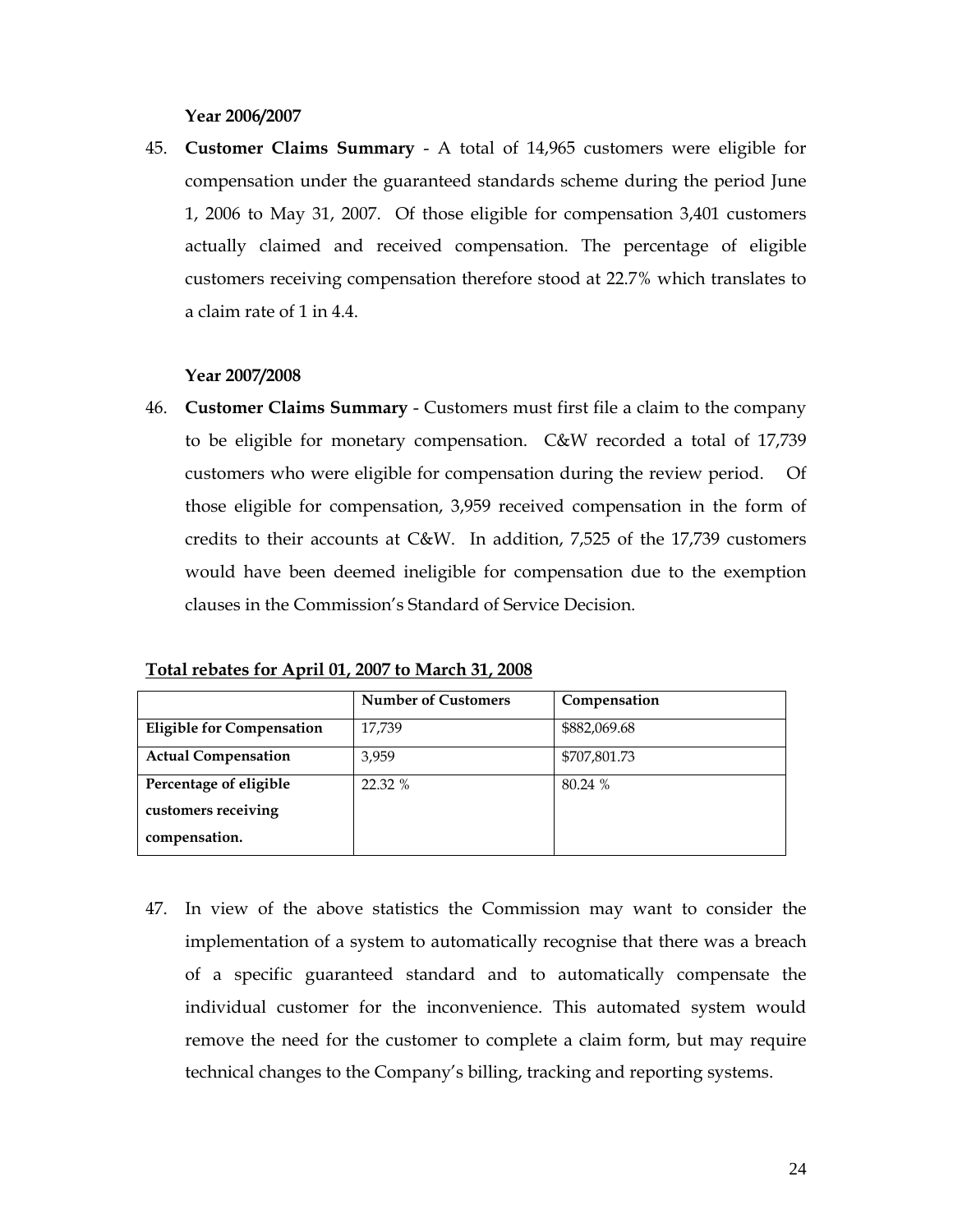**Year 2006/2007**

45. **Customer Claims Summary** - A total of 14,965 customers were eligible for compensation under the guaranteed standards scheme during the period June 1, 2006 to May 31, 2007. Of those eligible for compensation 3,401 customers actually claimed and received compensation. The percentage of eligible customers receiving compensation therefore stood at 22.7% which translates to a claim rate of 1 in 4.4.

**Year 2007/2008**

46. **Customer Claims Summary** - Customers must first file a claim to the company to be eligible for monetary compensation. C&W recorded a total of 17,739 customers who were eligible for compensation during the review period. Of those eligible for compensation, 3,959 received compensation in the form of credits to their accounts at C&W. In addition, 7,525 of the 17,739 customers would have been deemed ineligible for compensation due to the exemption clauses in the Commission's Standard of Service Decision.

**Total rebates for April 01, 2007 to March 31, 2008**

| | Number of Customers | Compensation |
|---|---|---|
| **Eligible for Compensation** | 17,739 | $882,069.68 |
| **Actual Compensation** | 3,959 | $707,801.73 |
| **Percentage of eligible customers receiving compensation.** | 22.32 % | 80.24 % |

47. In view of the above statistics the Commission may want to consider the implementation of a system to automatically recognise that there was a breach of a specific guaranteed standard and to automatically compensate the individual customer for the inconvenience. This automated system would remove the need for the customer to complete a claim form, but may require technical changes to the Company's billing, tracking and reporting systems.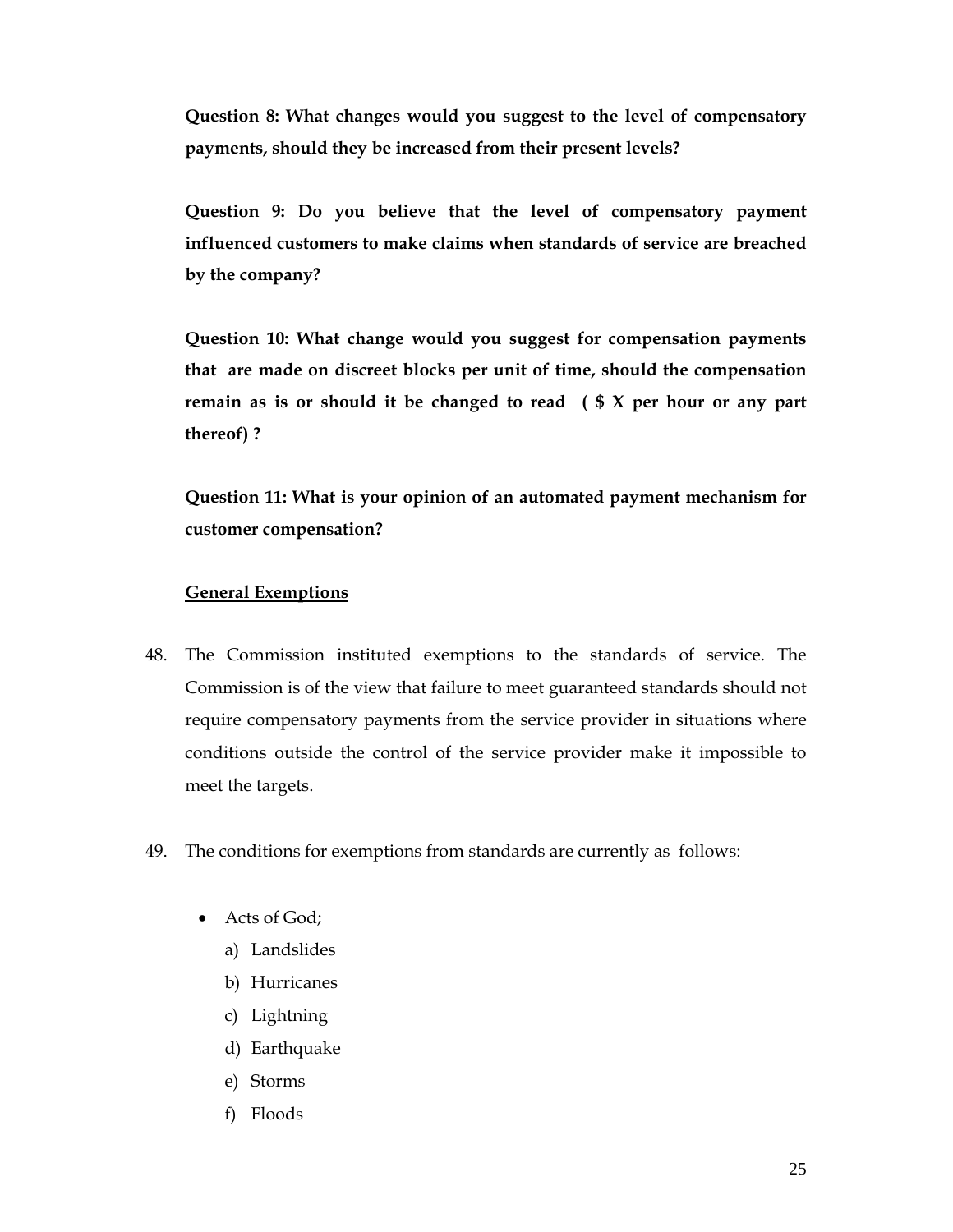**Question 8: What changes would you suggest to the level of compensatory payments, should they be increased from their present levels?**

**Question 9: Do you believe that the level of compensatory payment influenced customers to make claims when standards of service are breached by the company?**

**Question 10: What change would you suggest for compensation payments that are made on discreet blocks per unit of time, should the compensation remain as is or should it be changed to read ( $ X per hour or any part thereof) ?**

**Question 11: What is your opinion of an automated payment mechanism for customer compensation?**

<u>**General Exemptions**</u>

48. The Commission instituted exemptions to the standards of service. The Commission is of the view that failure to meet guaranteed standards should not require compensatory payments from the service provider in situations where conditions outside the control of the service provider make it impossible to meet the targets.

49. The conditions for exemptions from standards are currently as follows:

- Acts of God;
    a) Landslides
    b) Hurricanes
    c) Lightning
    d) Earthquake
    e) Storms
    f) Floods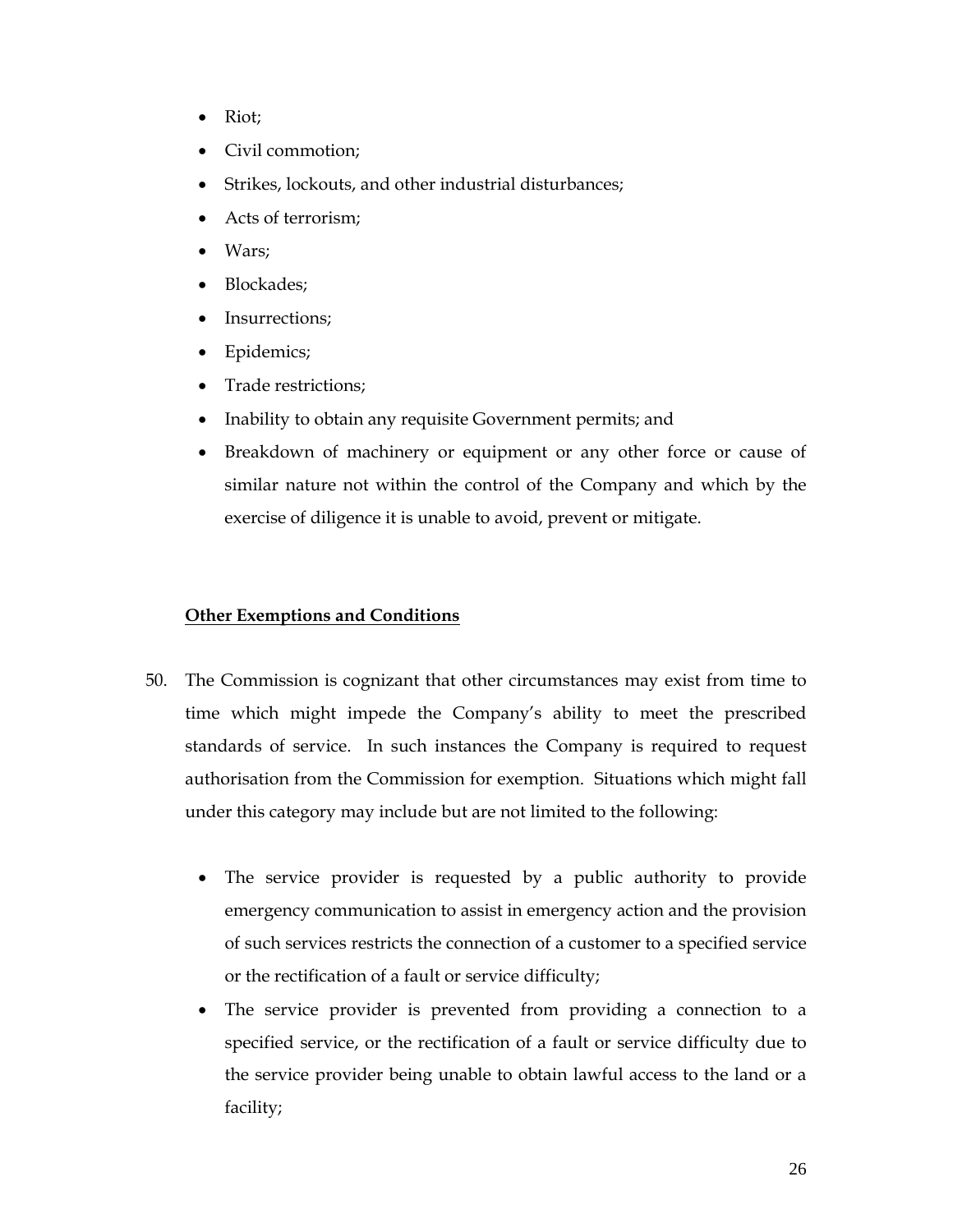- Riot;
- Civil commotion;
- Strikes, lockouts, and other industrial disturbances;
- Acts of terrorism;
- Wars;
- Blockades;
- Insurrections;
- Epidemics;
- Trade restrictions;
- Inability to obtain any requisite Government permits; and
- Breakdown of machinery or equipment or any other force or cause of similar nature not within the control of the Company and which by the exercise of diligence it is unable to avoid, prevent or mitigate.

**Other Exemptions and Conditions**

50. The Commission is cognizant that other circumstances may exist from time to time which might impede the Company's ability to meet the prescribed standards of service. In such instances the Company is required to request authorisation from the Commission for exemption. Situations which might fall under this category may include but are not limited to the following:

    - The service provider is requested by a public authority to provide emergency communication to assist in emergency action and the provision of such services restricts the connection of a customer to a specified service or the rectification of a fault or service difficulty;
    - The service provider is prevented from providing a connection to a specified service, or the rectification of a fault or service difficulty due to the service provider being unable to obtain lawful access to the land or a facility;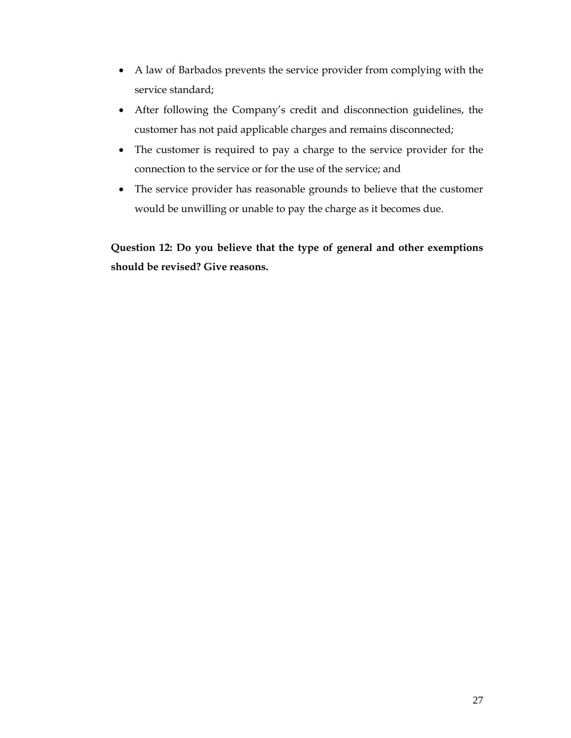- A law of Barbados prevents the service provider from complying with the service standard;
- After following the Company's credit and disconnection guidelines, the customer has not paid applicable charges and remains disconnected;
- The customer is required to pay a charge to the service provider for the connection to the service or for the use of the service; and
- The service provider has reasonable grounds to believe that the customer would be unwilling or unable to pay the charge as it becomes due.

**Question 12: Do you believe that the type of general and other exemptions should be revised? Give reasons.**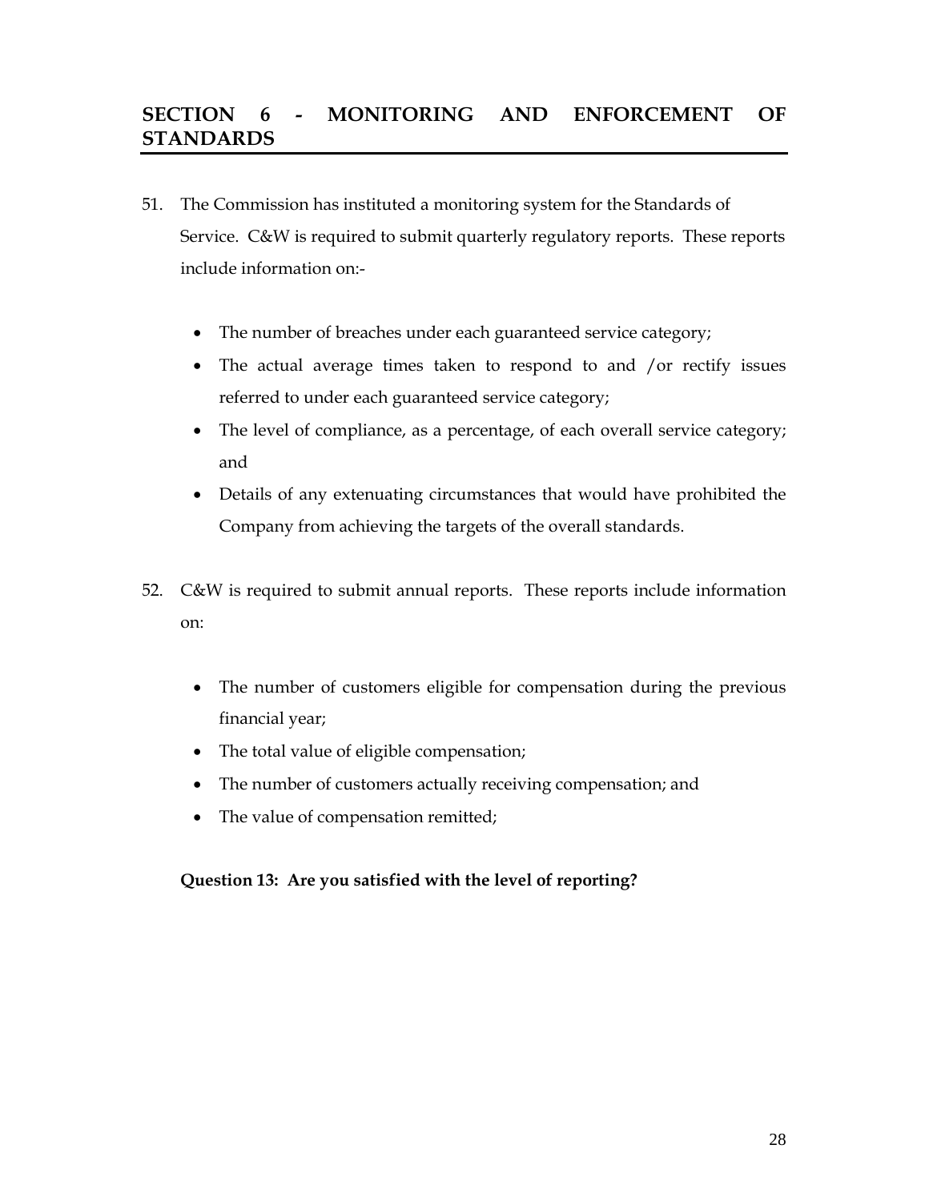## SECTION 6 - MONITORING AND ENFORCEMENT OF STANDARDS

51. The Commission has instituted a monitoring system for the Standards of Service. C&W is required to submit quarterly regulatory reports. These reports include information on:-

    - The number of breaches under each guaranteed service category;
    - The actual average times taken to respond to and /or rectify issues referred to under each guaranteed service category;
    - The level of compliance, as a percentage, of each overall service category; and
    - Details of any extenuating circumstances that would have prohibited the Company from achieving the targets of the overall standards.

52. C&W is required to submit annual reports. These reports include information on:

    - The number of customers eligible for compensation during the previous financial year;
    - The total value of eligible compensation;
    - The number of customers actually receiving compensation; and
    - The value of compensation remitted;

    **Question 13: Are you satisfied with the level of reporting?**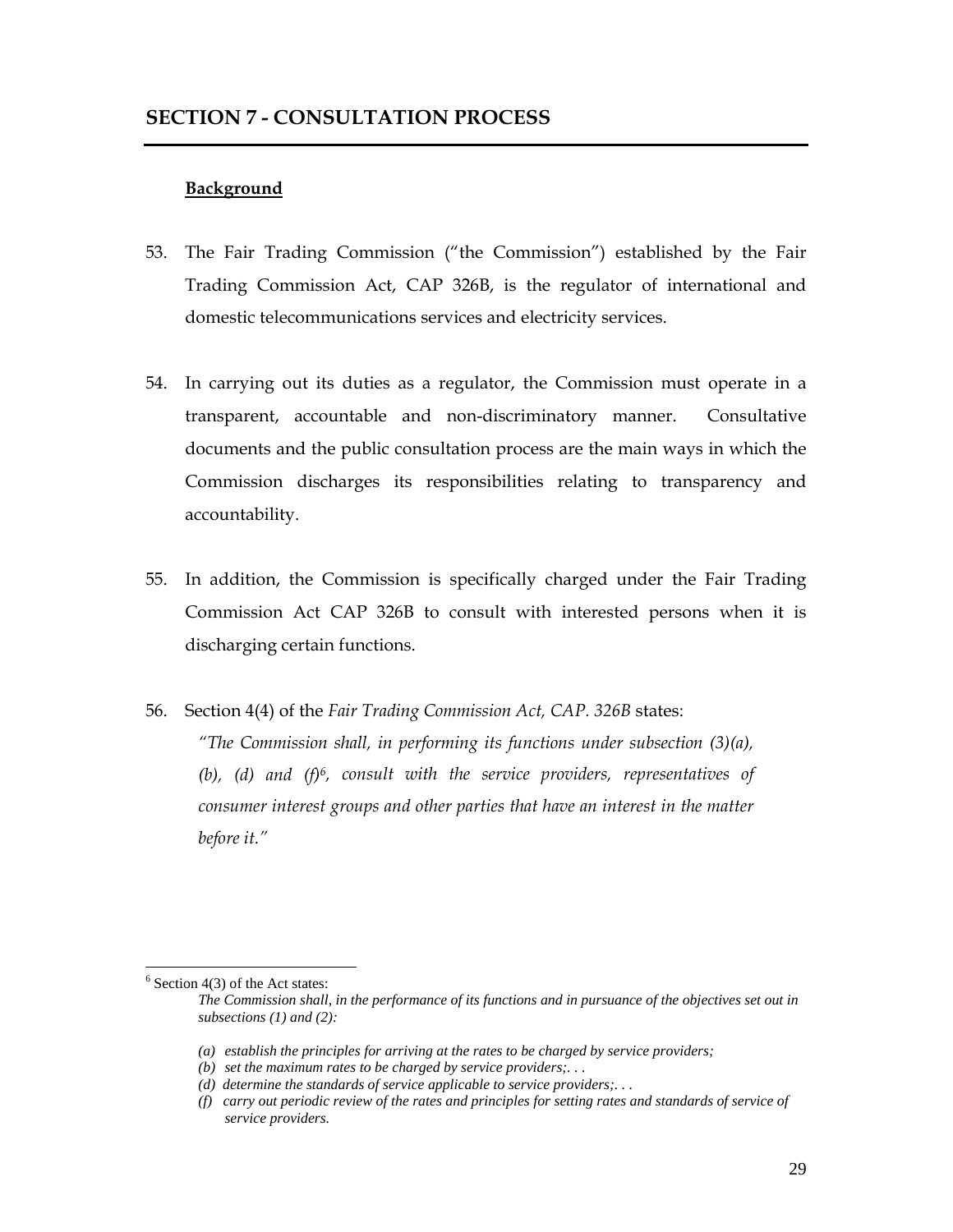## SECTION 7 - CONSULTATION PROCESS

**Background**

53. The Fair Trading Commission ("the Commission") established by the Fair Trading Commission Act, CAP 326B, is the regulator of international and domestic telecommunications services and electricity services.

54. In carrying out its duties as a regulator, the Commission must operate in a transparent, accountable and non-discriminatory manner. Consultative documents and the public consultation process are the main ways in which the Commission discharges its responsibilities relating to transparency and accountability.

55. In addition, the Commission is specifically charged under the Fair Trading Commission Act CAP 326B to consult with interested persons when it is discharging certain functions.

56. Section 4(4) of the *Fair Trading Commission Act, CAP. 326B* states:

    *"The Commission shall, in performing its functions under subsection (3)(a), (b), (d) and (f)*[6]*, consult with the service providers, representatives of consumer interest groups and other parties that have an interest in the matter before it."*

---

[6] Section 4(3) of the Act states:

*The Commission shall, in the performance of its functions and in pursuance of the objectives set out in subsections (1) and (2):*

*(a) establish the principles for arriving at the rates to be charged by service providers;*
*(b) set the maximum rates to be charged by service providers;. . .*
*(d) determine the standards of service applicable to service providers;. . .*
*(f) carry out periodic review of the rates and principles for setting rates and standards of service of service providers.*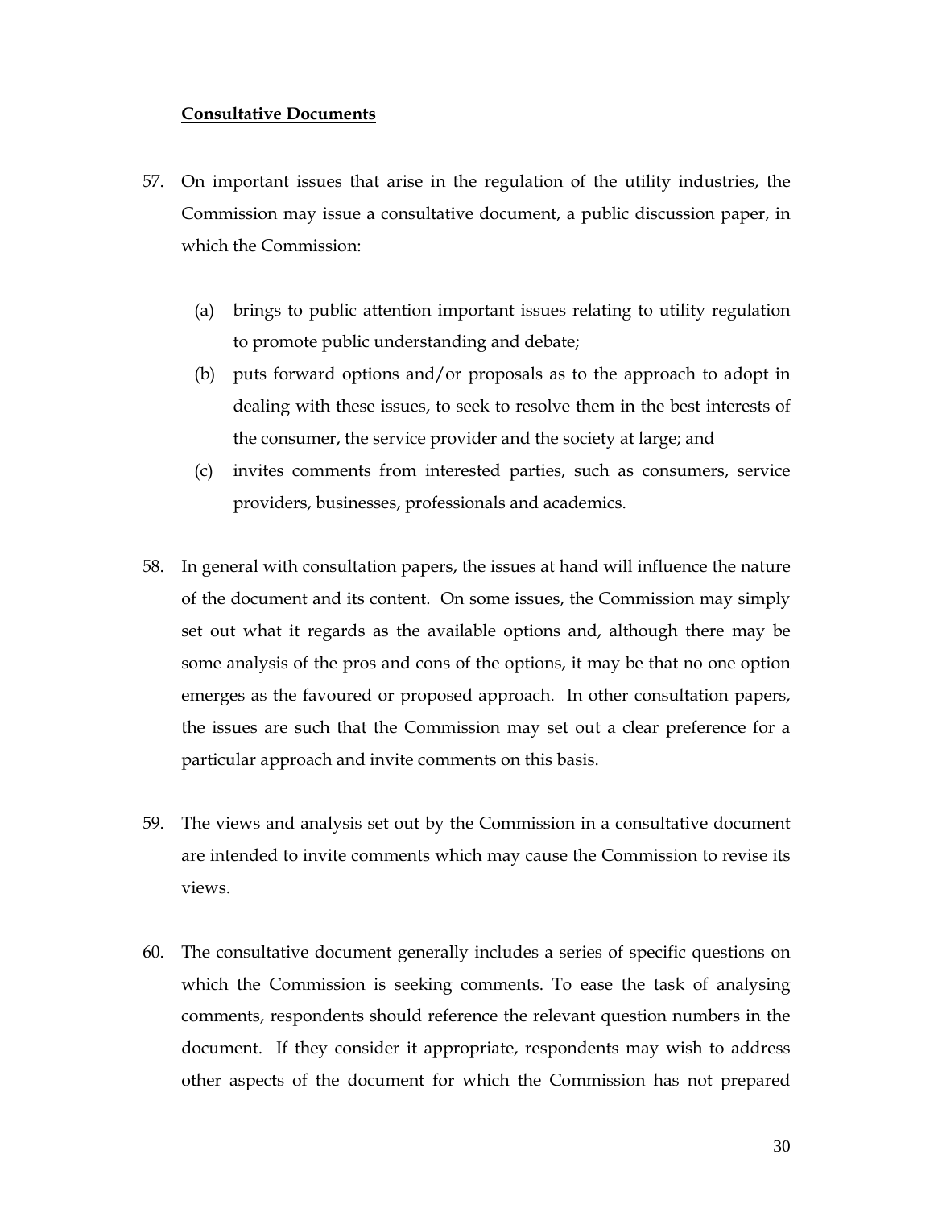**Consultative Documents**

57. On important issues that arise in the regulation of the utility industries, the Commission may issue a consultative document, a public discussion paper, in which the Commission:

    (a) brings to public attention important issues relating to utility regulation to promote public understanding and debate;
    (b) puts forward options and/or proposals as to the approach to adopt in dealing with these issues, to seek to resolve them in the best interests of the consumer, the service provider and the society at large; and
    (c) invites comments from interested parties, such as consumers, service providers, businesses, professionals and academics.

58. In general with consultation papers, the issues at hand will influence the nature of the document and its content. On some issues, the Commission may simply set out what it regards as the available options and, although there may be some analysis of the pros and cons of the options, it may be that no one option emerges as the favoured or proposed approach. In other consultation papers, the issues are such that the Commission may set out a clear preference for a particular approach and invite comments on this basis.

59. The views and analysis set out by the Commission in a consultative document are intended to invite comments which may cause the Commission to revise its views.

60. The consultative document generally includes a series of specific questions on which the Commission is seeking comments. To ease the task of analysing comments, respondents should reference the relevant question numbers in the document. If they consider it appropriate, respondents may wish to address other aspects of the document for which the Commission has not prepared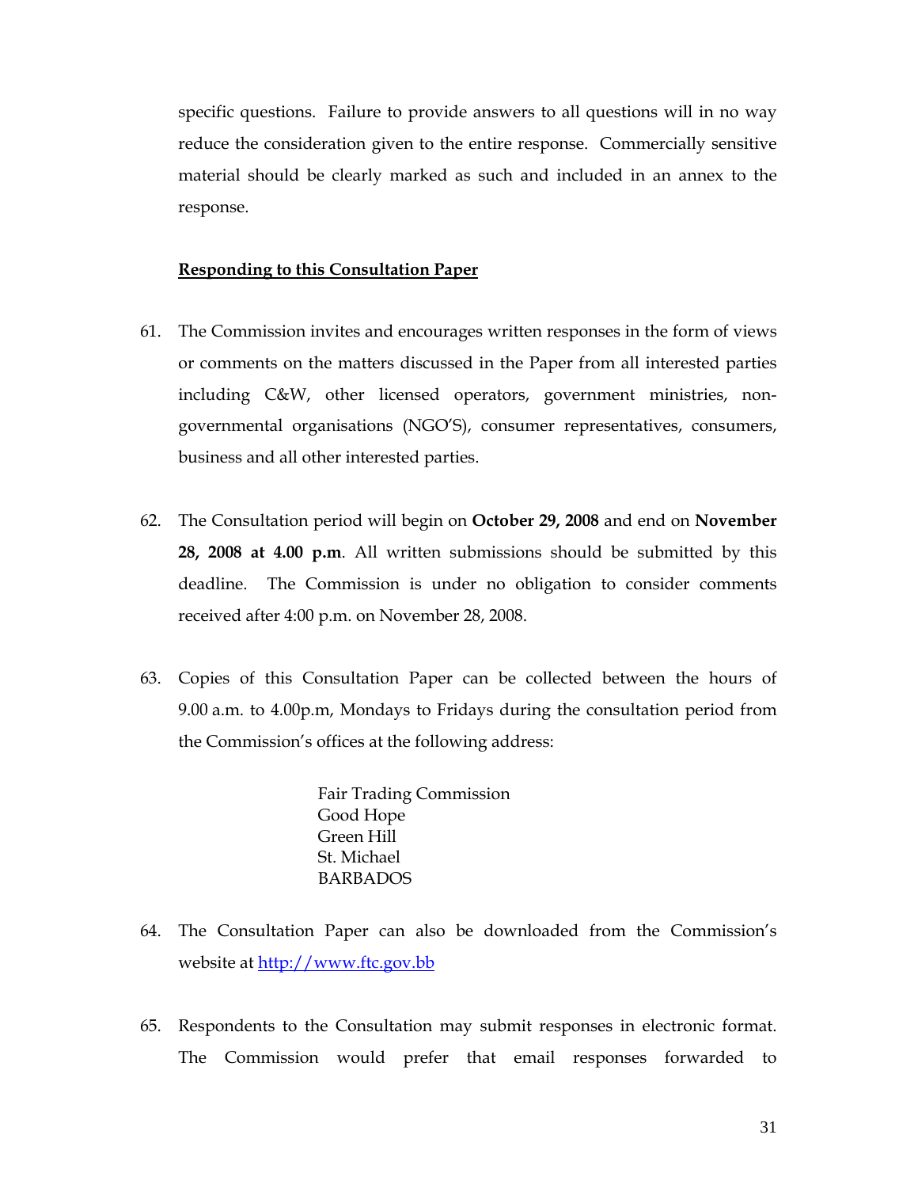specific questions. Failure to provide answers to all questions will in no way reduce the consideration given to the entire response. Commercially sensitive material should be clearly marked as such and included in an annex to the response.

**Responding to this Consultation Paper**

61. The Commission invites and encourages written responses in the form of views or comments on the matters discussed in the Paper from all interested parties including C&W, other licensed operators, government ministries, non-governmental organisations (NGO'S), consumer representatives, consumers, business and all other interested parties.

62. The Consultation period will begin on **October 29, 2008** and end on **November 28, 2008 at 4.00 p.m**. All written submissions should be submitted by this deadline. The Commission is under no obligation to consider comments received after 4:00 p.m. on November 28, 2008.

63. Copies of this Consultation Paper can be collected between the hours of 9.00 a.m. to 4.00p.m, Mondays to Fridays during the consultation period from the Commission's offices at the following address:

    Fair Trading Commission
    Good Hope
    Green Hill
    St. Michael
    BARBADOS

64. The Consultation Paper can also be downloaded from the Commission's website at http://www.ftc.gov.bb

65. Respondents to the Consultation may submit responses in electronic format. The Commission would prefer that email responses forwarded to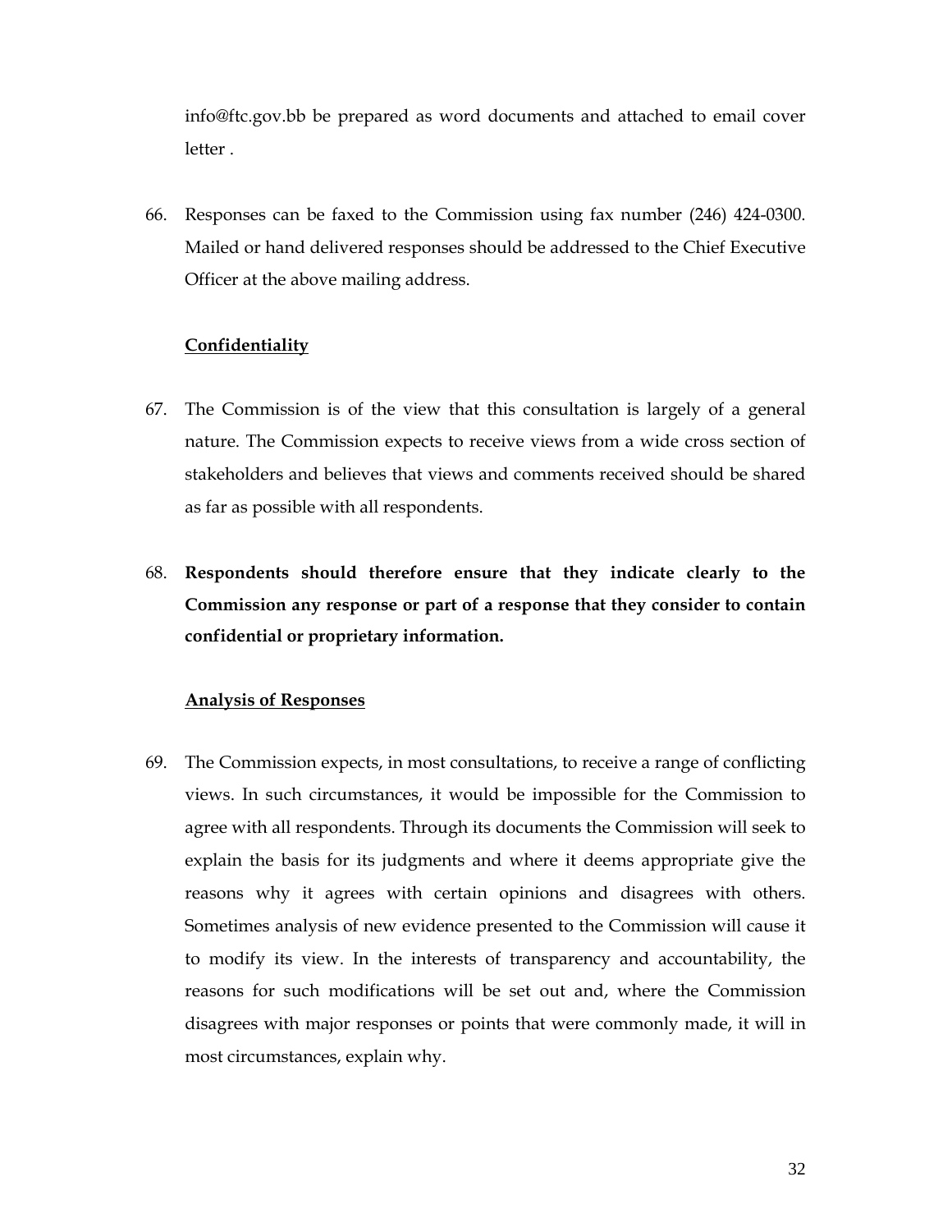info@ftc.gov.bb be prepared as word documents and attached to email cover letter .

66. Responses can be faxed to the Commission using fax number (246) 424-0300. Mailed or hand delivered responses should be addressed to the Chief Executive Officer at the above mailing address.

**Confidentiality**

67. The Commission is of the view that this consultation is largely of a general nature. The Commission expects to receive views from a wide cross section of stakeholders and believes that views and comments received should be shared as far as possible with all respondents.

68. **Respondents should therefore ensure that they indicate clearly to the Commission any response or part of a response that they consider to contain confidential or proprietary information.**

**Analysis of Responses**

69. The Commission expects, in most consultations, to receive a range of conflicting views. In such circumstances, it would be impossible for the Commission to agree with all respondents. Through its documents the Commission will seek to explain the basis for its judgments and where it deems appropriate give the reasons why it agrees with certain opinions and disagrees with others. Sometimes analysis of new evidence presented to the Commission will cause it to modify its view. In the interests of transparency and accountability, the reasons for such modifications will be set out and, where the Commission disagrees with major responses or points that were commonly made, it will in most circumstances, explain why.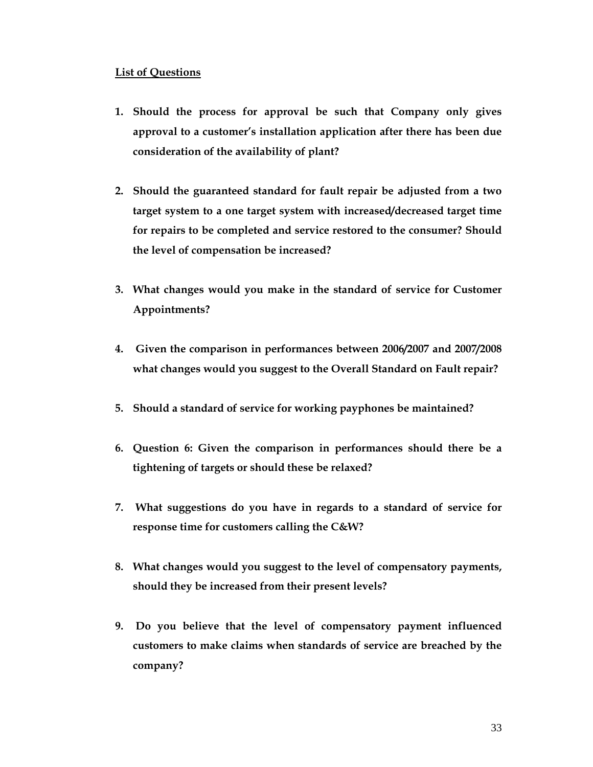**<u>List of Questions</u>**

1. **Should the process for approval be such that Company only gives approval to a customer's installation application after there has been due consideration of the availability of plant?**

2. **Should the guaranteed standard for fault repair be adjusted from a two target system to a one target system with increased/decreased target time for repairs to be completed and service restored to the consumer? Should the level of compensation be increased?**

3. **What changes would you make in the standard of service for Customer Appointments?**

4. **Given the comparison in performances between 2006/2007 and 2007/2008 what changes would you suggest to the Overall Standard on Fault repair?**

5. **Should a standard of service for working payphones be maintained?**

6. **Question 6: Given the comparison in performances should there be a tightening of targets or should these be relaxed?**

7. **What suggestions do you have in regards to a standard of service for response time for customers calling the C&W?**

8. **What changes would you suggest to the level of compensatory payments, should they be increased from their present levels?**

9. **Do you believe that the level of compensatory payment influenced customers to make claims when standards of service are breached by the company?**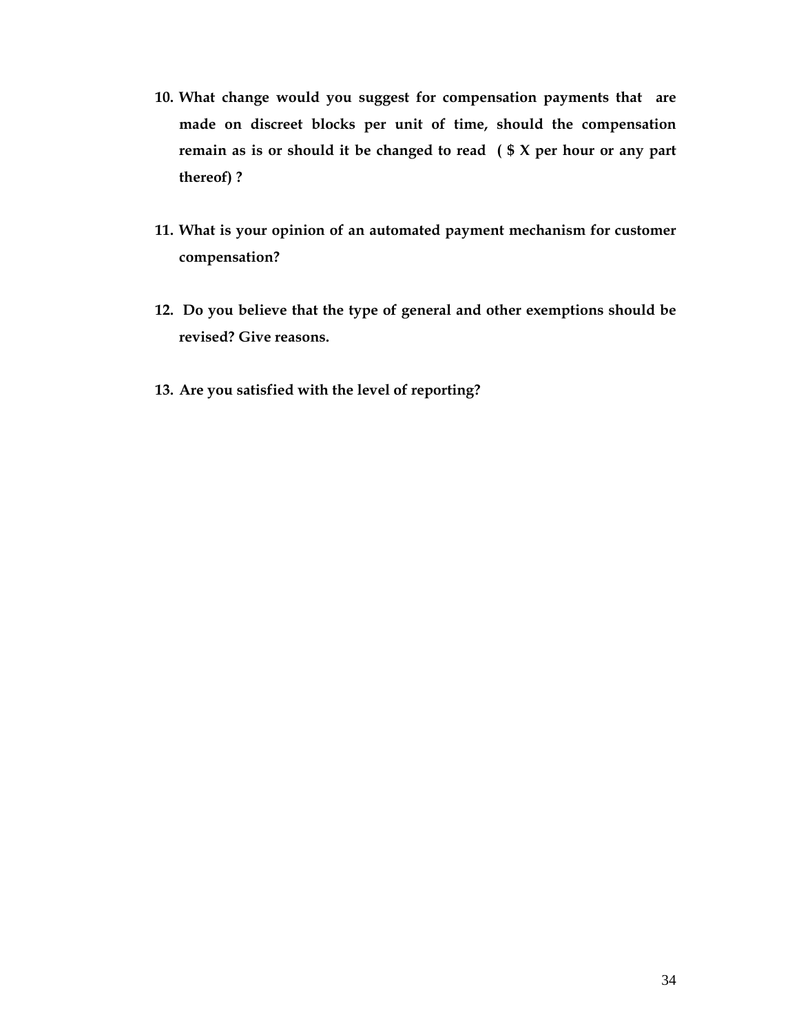10. **What change would you suggest for compensation payments that are made on discreet blocks per unit of time, should the compensation remain as is or should it be changed to read ( $ X per hour or any part thereof) ?**

11. **What is your opinion of an automated payment mechanism for customer compensation?**

12. **Do you believe that the type of general and other exemptions should be revised? Give reasons.**

13. **Are you satisfied with the level of reporting?**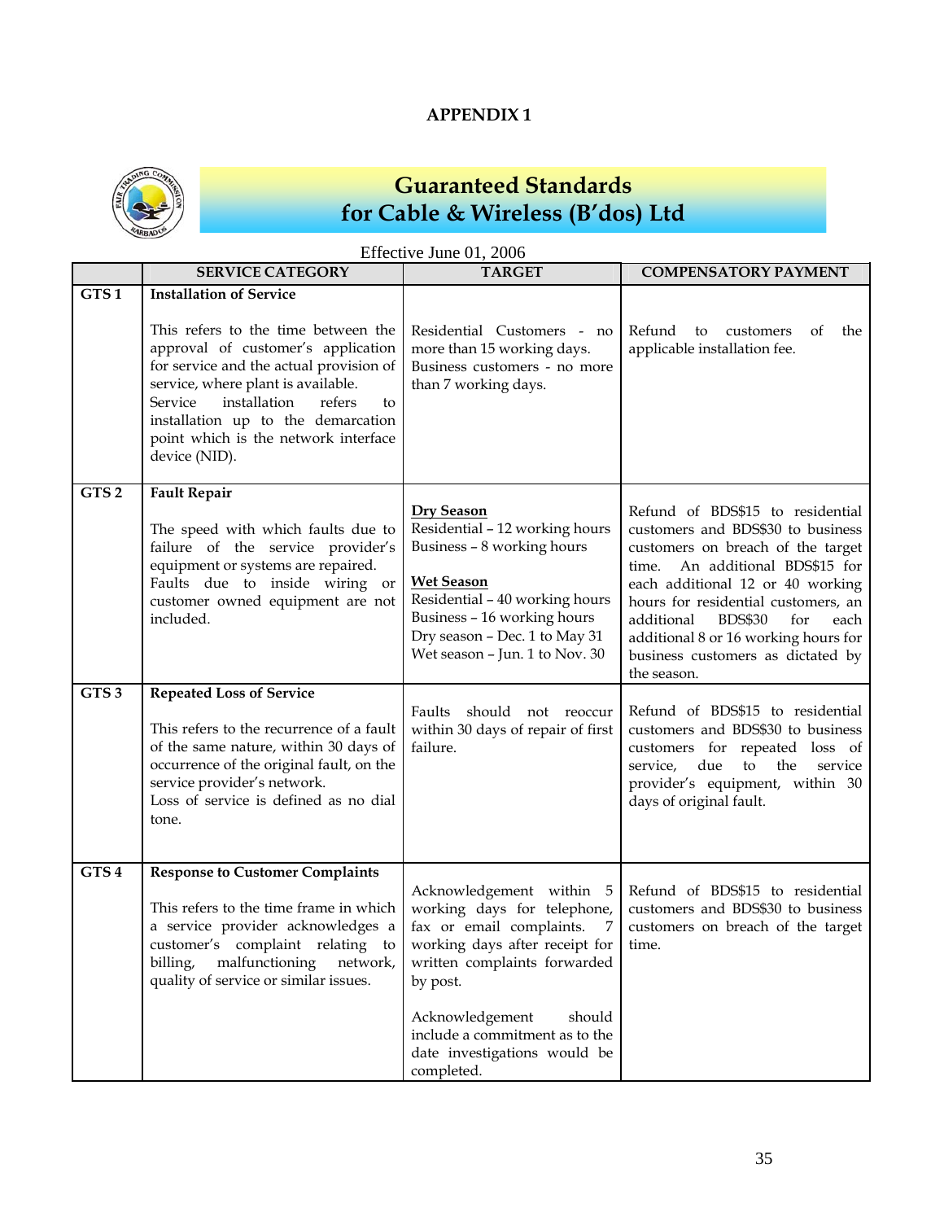# APPENDIX 1

## Guaranteed Standards for Cable & Wireless (B'dos) Ltd

Effective June 01, 2006

| | SERVICE CATEGORY | TARGET | COMPENSATORY PAYMENT |
|---|---|---|---|
| GTS 1 | **Installation of Service**<br><br>This refers to the time between the approval of customer's application for service and the actual provision of service, where plant is available.<br>Service installation refers to installation up to the demarcation point which is the network interface device (NID). | Residential Customers - no more than 15 working days.<br>Business customers - no more than 7 working days. | Refund to customers of the applicable installation fee. |
| GTS 2 | **Fault Repair**<br><br>The speed with which faults due to failure of the service provider's equipment or systems are repaired.<br>Faults due to inside wiring or customer owned equipment are not included. | **Dry Season**<br>Residential – 12 working hours<br>Business – 8 working hours<br><br>**Wet Season**<br>Residential – 40 working hours<br>Business – 16 working hours<br>Dry season – Dec. 1 to May 31<br>Wet season – Jun. 1 to Nov. 30 | Refund of BDS$15 to residential customers and BDS$30 to business customers on breach of the target time. An additional BDS$15 for each additional 12 or 40 working hours for residential customers, an additional BDS$30 for each additional 8 or 16 working hours for business customers as dictated by the season. |
| GTS 3 | **Repeated Loss of Service**<br><br>This refers to the recurrence of a fault of the same nature, within 30 days of occurrence of the original fault, on the service provider's network.<br>Loss of service is defined as no dial tone. | Faults should not reoccur within 30 days of repair of first failure. | Refund of BDS$15 to residential customers and BDS$30 to business customers for repeated loss of service, due to the service provider's equipment, within 30 days of original fault. |
| GTS 4 | **Response to Customer Complaints**<br><br>This refers to the time frame in which a service provider acknowledges a customer's complaint relating to billing, malfunctioning network, quality of service or similar issues. | Acknowledgement within 5 working days for telephone, fax or email complaints. 7 working days after receipt for written complaints forwarded by post.<br><br>Acknowledgement should include a commitment as to the date investigations would be completed. | Refund of BDS$15 to residential customers and BDS$30 to business customers on breach of the target time. |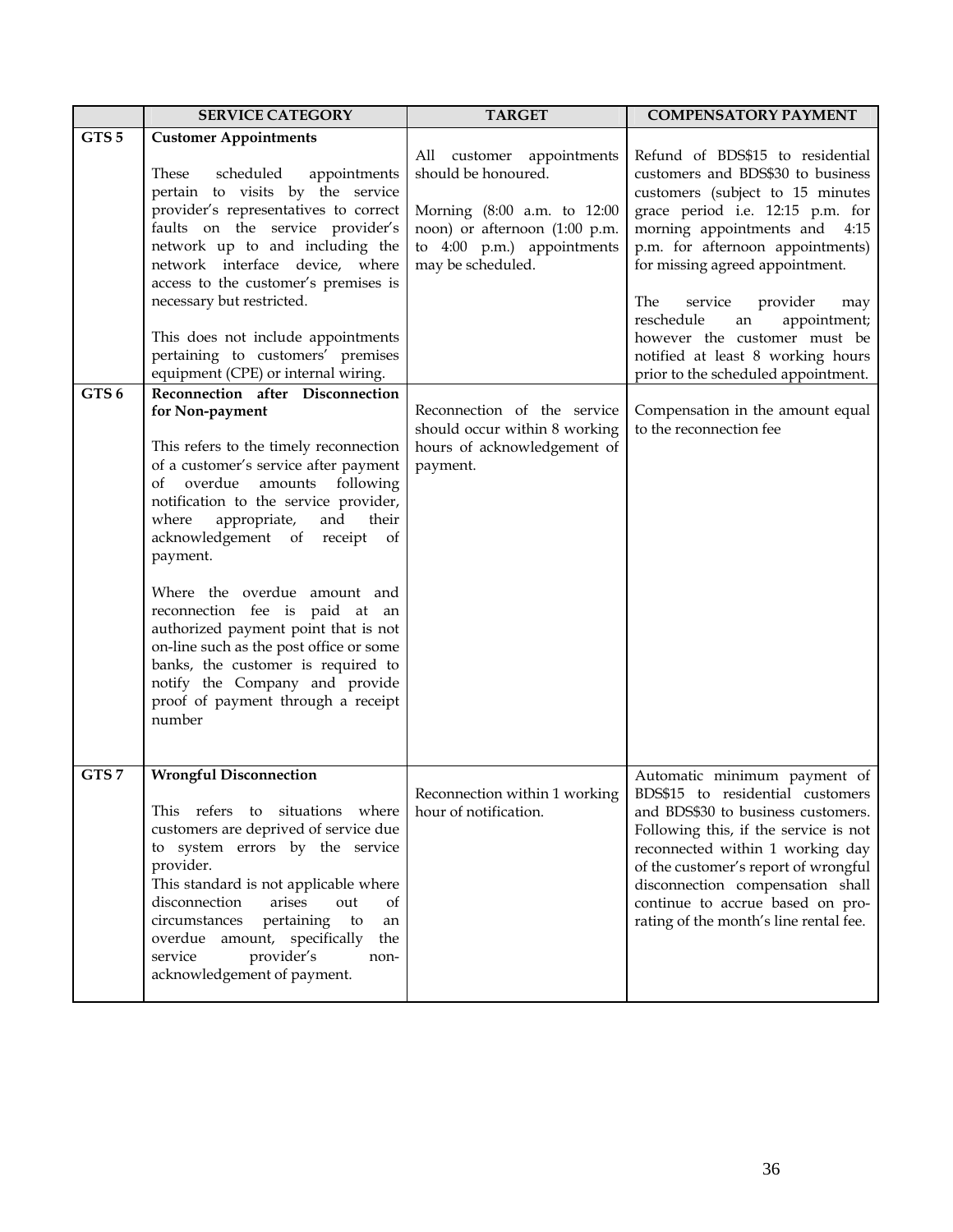| | SERVICE CATEGORY | TARGET | COMPENSATORY PAYMENT |
|---|---|---|---|
| GTS 5 | **Customer Appointments**<br><br>These scheduled appointments pertain to visits by the service provider's representatives to correct faults on the service provider's network up to and including the network interface device, where access to the customer's premises is necessary but restricted.<br><br>This does not include appointments pertaining to customers' premises equipment (CPE) or internal wiring. | All customer appointments should be honoured.<br><br>Morning (8:00 a.m. to 12:00 noon) or afternoon (1:00 p.m. to 4:00 p.m.) appointments may be scheduled. | Refund of BDS$15 to residential customers and BDS$30 to business customers (subject to 15 minutes grace period i.e. 12:15 p.m. for morning appointments and 4:15 p.m. for afternoon appointments) for missing agreed appointment.<br><br>The service provider may reschedule an appointment; however the customer must be notified at least 8 working hours prior to the scheduled appointment. |
| GTS 6 | **Reconnection after Disconnection for Non-payment**<br><br>This refers to the timely reconnection of a customer's service after payment of overdue amounts following notification to the service provider, where appropriate, and their acknowledgement of receipt of payment.<br><br>Where the overdue amount and reconnection fee is paid at an authorized payment point that is not on-line such as the post office or some banks, the customer is required to notify the Company and provide proof of payment through a receipt number | Reconnection of the service should occur within 8 working hours of acknowledgement of payment. | Compensation in the amount equal to the reconnection fee |
| GTS 7 | **Wrongful Disconnection**<br><br>This refers to situations where customers are deprived of service due to system errors by the service provider.<br>This standard is not applicable where disconnection arises out of circumstances pertaining to an overdue amount, specifically the service provider's non-acknowledgement of payment. | Reconnection within 1 working hour of notification. | Automatic minimum payment of BDS$15 to residential customers and BDS$30 to business customers. Following this, if the service is not reconnected within 1 working day of the customer's report of wrongful disconnection compensation shall continue to accrue based on pro-rating of the month's line rental fee. |